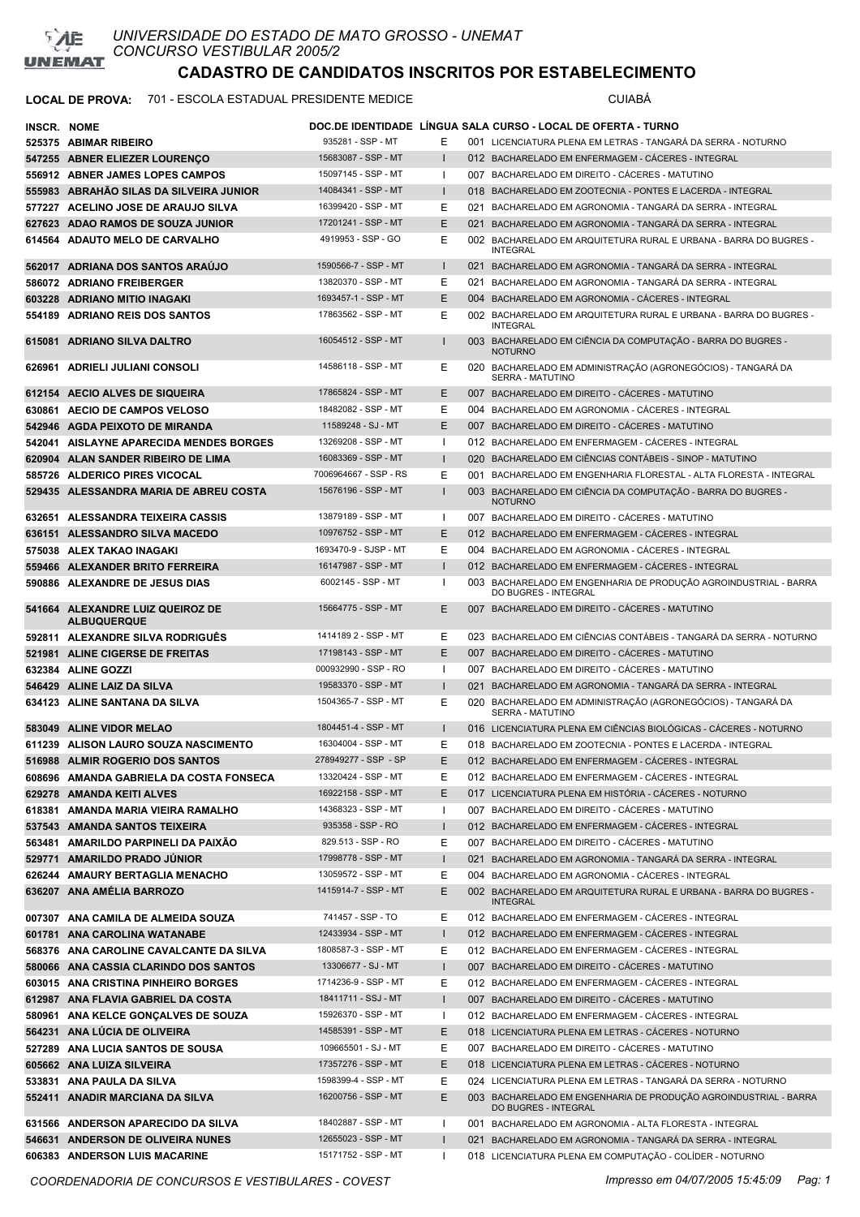# UNIVERSIDADE DO ESTADO DE MATO GROSSO - UNEMAT
## CONCURSO VESTIBULAR 2005/2
## CADASTRO DE CANDIDATOS INSCRITOS POR ESTABELECIMENTO

**LOCAL DE PROVA:** 701 - ESCOLA ESTADUAL PRESIDENTE MEDICE — CUIABÁ

| INSCR. | NOME | DOC.DE IDENTIDADE | LÍNGUA | SALA | CURSO - LOCAL DE OFERTA - TURNO |
|---|---|---|---|---|---|
| 525375 | ABIMAR RIBEIRO | 935281 - SSP - MT | E | 001 | LICENCIATURA PLENA EM LETRAS - TANGARÁ DA SERRA - NOTURNO |
| 547255 | ABNER ELIEZER LOURENÇO | 15683087 - SSP - MT | I | 012 | BACHARELADO EM ENFERMAGEM - CÁCERES - INTEGRAL |
| 556912 | ABNER JAMES LOPES CAMPOS | 15097145 - SSP - MT | I | 007 | BACHARELADO EM DIREITO - CÁCERES - MATUTINO |
| 555983 | ABRAHÃO SILAS DA SILVEIRA JUNIOR | 14084341 - SSP - MT | I | 018 | BACHARELADO EM ZOOTECNIA - PONTES E LACERDA - INTEGRAL |
| 577227 | ACELINO JOSE DE ARAUJO SILVA | 16399420 - SSP - MT | E | 021 | BACHARELADO EM AGRONOMIA - TANGARÁ DA SERRA - INTEGRAL |
| 627623 | ADAO RAMOS DE SOUZA JUNIOR | 17201241 - SSP - MT | E | 021 | BACHARELADO EM AGRONOMIA - TANGARÁ DA SERRA - INTEGRAL |
| 614564 | ADAUTO MELO DE CARVALHO | 4919953 - SSP - GO | E | 002 | BACHARELADO EM ARQUITETURA RURAL E URBANA - BARRA DO BUGRES - INTEGRAL |
| 562017 | ADRIANA DOS SANTOS ARAÚJO | 1590566-7 - SSP - MT | I | 021 | BACHARELADO EM AGRONOMIA - TANGARÁ DA SERRA - INTEGRAL |
| 586072 | ADRIANO FREIBERGER | 13820370 - SSP - MT | E | 021 | BACHARELADO EM AGRONOMIA - TANGARÁ DA SERRA - INTEGRAL |
| 603228 | ADRIANO MITIO INAGAKI | 1693457-1 - SSP - MT | E | 004 | BACHARELADO EM AGRONOMIA - CÁCERES - INTEGRAL |
| 554189 | ADRIANO REIS DOS SANTOS | 17863562 - SSP - MT | E | 002 | BACHARELADO EM ARQUITETURA RURAL E URBANA - BARRA DO BUGRES - INTEGRAL |
| 615081 | ADRIANO SILVA DALTRO | 16054512 - SSP - MT | I | 003 | BACHARELADO EM CIÊNCIA DA COMPUTAÇÃO - BARRA DO BUGRES - NOTURNO |
| 626961 | ADRIELI JULIANI CONSOLI | 14586118 - SSP - MT | E | 020 | BACHARELADO EM ADMINISTRAÇÃO (AGRONEGÓCIOS) - TANGARÁ DA SERRA - MATUTINO |
| 612154 | AECIO ALVES DE SIQUEIRA | 17865824 - SSP - MT | E | 007 | BACHARELADO EM DIREITO - CÁCERES - MATUTINO |
| 630861 | AECIO DE CAMPOS VELOSO | 18482082 - SSP - MT | E | 004 | BACHARELADO EM AGRONOMIA - CÁCERES - INTEGRAL |
| 542946 | AGDA PEIXOTO DE MIRANDA | 11589248 - SJ - MT | E | 007 | BACHARELADO EM DIREITO - CÁCERES - MATUTINO |
| 542041 | AISLAYNE APARECIDA MENDES BORGES | 13269208 - SSP - MT | I | 012 | BACHARELADO EM ENFERMAGEM - CÁCERES - INTEGRAL |
| 620904 | ALAN SANDER RIBEIRO DE LIMA | 16083369 - SSP - MT | I | 020 | BACHARELADO EM CIÊNCIAS CONTÁBEIS - SINOP - MATUTINO |
| 585726 | ALDERICO PIRES VICOCAL | 7006964667 - SSP - RS | E | 001 | BACHARELADO EM ENGENHARIA FLORESTAL - ALTA FLORESTA - INTEGRAL |
| 529435 | ALESSANDRA MARIA DE ABREU COSTA | 15676196 - SSP - MT | I | 003 | BACHARELADO EM CIÊNCIA DA COMPUTAÇÃO - BARRA DO BUGRES - NOTURNO |
| 632651 | ALESSANDRA TEIXEIRA CASSIS | 13879189 - SSP - MT | I | 007 | BACHARELADO EM DIREITO - CÁCERES - MATUTINO |
| 636151 | ALESSANDRO SILVA MACEDO | 10976752 - SSP - MT | E | 012 | BACHARELADO EM ENFERMAGEM - CÁCERES - INTEGRAL |
| 575038 | ALEX TAKAO INAGAKI | 1693470-9 - SJSP - MT | E | 004 | BACHARELADO EM AGRONOMIA - CÁCERES - INTEGRAL |
| 559466 | ALEXANDER BRITO FERREIRA | 16147987 - SSP - MT | I | 012 | BACHARELADO EM ENFERMAGEM - CÁCERES - INTEGRAL |
| 590886 | ALEXANDRE DE JESUS DIAS | 6002145 - SSP - MT | I | 003 | BACHARELADO EM ENGENHARIA DE PRODUÇÃO AGROINDUSTRIAL - BARRA DO BUGRES - INTEGRAL |
| 541664 | ALEXANDRE LUIZ QUEIROZ DE ALBUQUERQUE | 15664775 - SSP - MT | E | 007 | BACHARELADO EM DIREITO - CÁCERES - MATUTINO |
| 592811 | ALEXANDRE SILVA RODRIGUÊS | 1414189 2 - SSP - MT | E | 023 | BACHARELADO EM CIÊNCIAS CONTÁBEIS - TANGARÁ DA SERRA - NOTURNO |
| 521981 | ALINE CIGERSE DE FREITAS | 17198143 - SSP - MT | E | 007 | BACHARELADO EM DIREITO - CÁCERES - MATUTINO |
| 632384 | ALINE GOZZI | 000932990 - SSP - RO | I | 007 | BACHARELADO EM DIREITO - CÁCERES - MATUTINO |
| 546429 | ALINE LAIZ DA SILVA | 19583370 - SSP - MT | I | 021 | BACHARELADO EM AGRONOMIA - TANGARÁ DA SERRA - INTEGRAL |
| 634123 | ALINE SANTANA DA SILVA | 1504365-7 - SSP - MT | E | 020 | BACHARELADO EM ADMINISTRAÇÃO (AGRONEGÓCIOS) - TANGARÁ DA SERRA - MATUTINO |
| 583049 | ALINE VIDOR MELAO | 1804451-4 - SSP - MT | I | 016 | LICENCIATURA PLENA EM CIÊNCIAS BIOLÓGICAS - CÁCERES - NOTURNO |
| 611239 | ALISON LAURO SOUZA NASCIMENTO | 16304004 - SSP - MT | E | 018 | BACHARELADO EM ZOOTECNIA - PONTES E LACERDA - INTEGRAL |
| 516988 | ALMIR ROGERIO DOS SANTOS | 278949277 - SSP - SP | E | 012 | BACHARELADO EM ENFERMAGEM - CÁCERES - INTEGRAL |
| 608696 | AMANDA GABRIELA DA COSTA FONSECA | 13320424 - SSP - MT | E | 012 | BACHARELADO EM ENFERMAGEM - CÁCERES - INTEGRAL |
| 629278 | AMANDA KEITI ALVES | 16922158 - SSP - MT | E | 017 | LICENCIATURA PLENA EM HISTÓRIA - CÁCERES - NOTURNO |
| 618381 | AMANDA MARIA VIEIRA RAMALHO | 14368323 - SSP - MT | I | 007 | BACHARELADO EM DIREITO - CÁCERES - MATUTINO |
| 537543 | AMANDA SANTOS TEIXEIRA | 935358 - SSP - RO | I | 012 | BACHARELADO EM ENFERMAGEM - CÁCERES - INTEGRAL |
| 563481 | AMARILDO PARPINELI DA PAIXÃO | 829.513 - SSP - RO | E | 007 | BACHARELADO EM DIREITO - CÁCERES - MATUTINO |
| 529771 | AMARILDO PRADO JÚNIOR | 17998778 - SSP - MT | I | 021 | BACHARELADO EM AGRONOMIA - TANGARÁ DA SERRA - INTEGRAL |
| 626244 | AMAURY BERTAGLIA MENACHO | 13059572 - SSP - MT | E | 004 | BACHARELADO EM AGRONOMIA - CÁCERES - INTEGRAL |
| 636207 | ANA AMÉLIA BARROZO | 1415914-7 - SSP - MT | E | 002 | BACHARELADO EM ARQUITETURA RURAL E URBANA - BARRA DO BUGRES - INTEGRAL |
| 007307 | ANA CAMILA DE ALMEIDA SOUZA | 741457 - SSP - TO | E | 012 | BACHARELADO EM ENFERMAGEM - CÁCERES - INTEGRAL |
| 601781 | ANA CAROLINA WATANABE | 12433934 - SSP - MT | I | 012 | BACHARELADO EM ENFERMAGEM - CÁCERES - INTEGRAL |
| 568376 | ANA CAROLINE CAVALCANTE DA SILVA | 1808587-3 - SSP - MT | E | 012 | BACHARELADO EM ENFERMAGEM - CÁCERES - INTEGRAL |
| 580066 | ANA CASSIA CLARINDO DOS SANTOS | 13306677 - SJ - MT | I | 007 | BACHARELADO EM DIREITO - CÁCERES - MATUTINO |
| 603015 | ANA CRISTINA PINHEIRO BORGES | 1714236-9 - SSP - MT | E | 012 | BACHARELADO EM ENFERMAGEM - CÁCERES - INTEGRAL |
| 612987 | ANA FLAVIA GABRIEL DA COSTA | 18411711 - SSJ - MT | I | 007 | BACHARELADO EM DIREITO - CÁCERES - MATUTINO |
| 580961 | ANA KELCE GONÇALVES DE SOUZA | 15926370 - SSP - MT | I | 012 | BACHARELADO EM ENFERMAGEM - CÁCERES - INTEGRAL |
| 564231 | ANA LÚCIA DE OLIVEIRA | 14585391 - SSP - MT | E | 018 | LICENCIATURA PLENA EM LETRAS - CÁCERES - NOTURNO |
| 527289 | ANA LUCIA SANTOS DE SOUSA | 109665501 - SJ - MT | E | 007 | BACHARELADO EM DIREITO - CÁCERES - MATUTINO |
| 605662 | ANA LUIZA SILVEIRA | 17357276 - SSP - MT | E | 018 | LICENCIATURA PLENA EM LETRAS - CÁCERES - NOTURNO |
| 533831 | ANA PAULA DA SILVA | 1598399-4 - SSP - MT | E | 024 | LICENCIATURA PLENA EM LETRAS - TANGARÁ DA SERRA - NOTURNO |
| 552411 | ANADIR MARCIANA DA SILVA | 16200756 - SSP - MT | E | 003 | BACHARELADO EM ENGENHARIA DE PRODUÇÃO AGROINDUSTRIAL - BARRA DO BUGRES - INTEGRAL |
| 631566 | ANDERSON APARECIDO DA SILVA | 18402887 - SSP - MT | I | 001 | BACHARELADO EM AGRONOMIA - ALTA FLORESTA - INTEGRAL |
| 546631 | ANDERSON DE OLIVEIRA NUNES | 12655023 - SSP - MT | I | 021 | BACHARELADO EM AGRONOMIA - TANGARÁ DA SERRA - INTEGRAL |
| 606383 | ANDERSON LUIS MACARINE | 15171752 - SSP - MT | I | 018 | LICENCIATURA PLENA EM COMPUTAÇÃO - COLÍDER - NOTURNO |

COORDENADORIA DE CONCURSOS E VESTIBULARES - COVEST — Impresso em 04/07/2005 15:45:09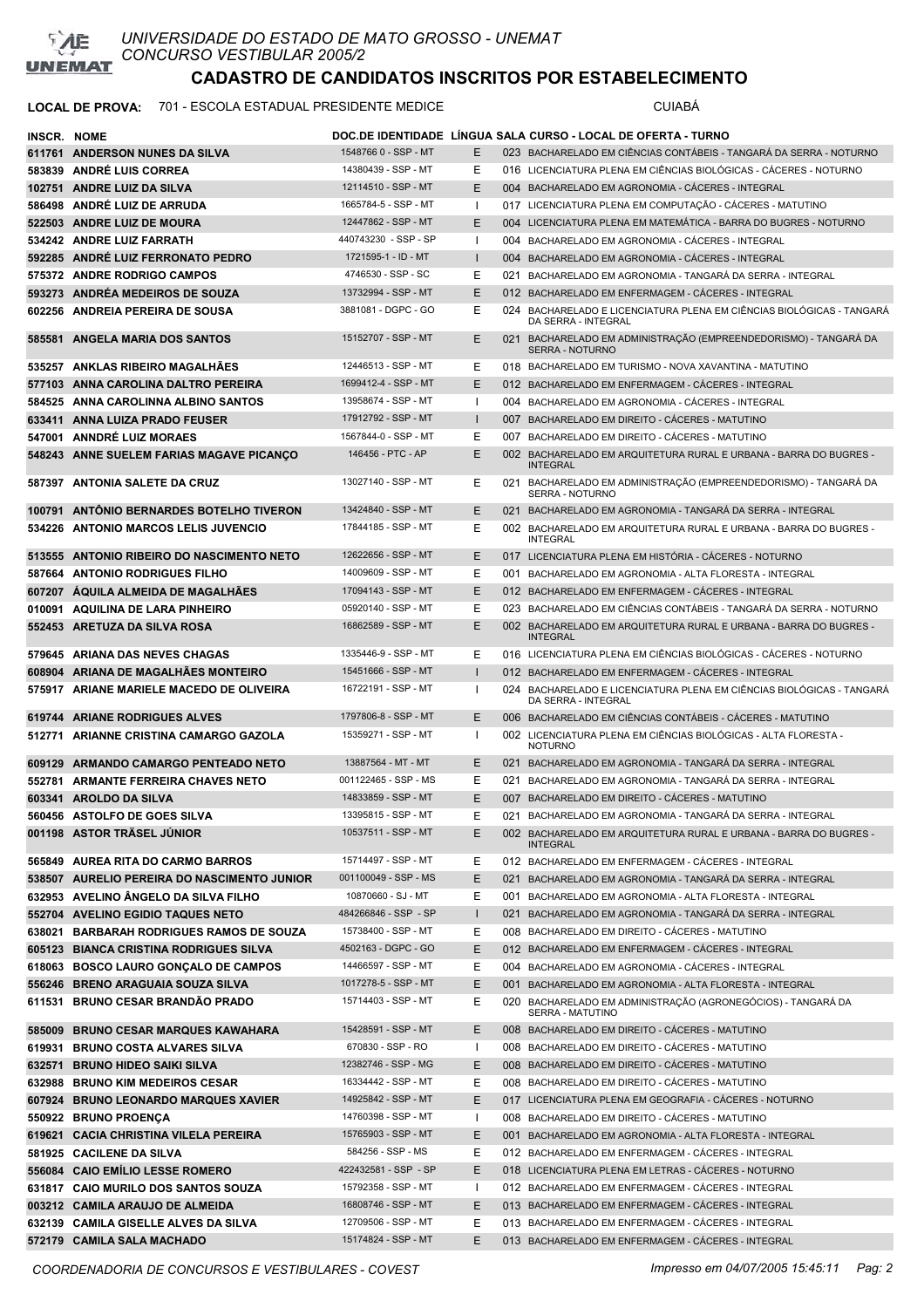UNIVERSIDADE DO ESTADO DE MATO GROSSO - UNEMAT
CONCURSO VESTIBULAR 2005/2

# CADASTRO DE CANDIDATOS INSCRITOS POR ESTABELECIMENTO

**LOCAL DE PROVA:** 701 - ESCOLA ESTADUAL PRESIDENTE MEDICE CUIABÁ

| INSCR. | NOME | DOC.DE IDENTIDADE | LÍNGUA | SALA | CURSO - LOCAL DE OFERTA - TURNO |
|---|---|---|---|---|---|
| 611761 | ANDERSON NUNES DA SILVA | 1548766 0 - SSP - MT | E | 023 | BACHARELADO EM CIÊNCIAS CONTÁBEIS - TANGARÁ DA SERRA - NOTURNO |
| 583839 | ANDRÉ LUIS CORREA | 14380439 - SSP - MT | E | 016 | LICENCIATURA PLENA EM CIÊNCIAS BIOLÓGICAS - CÁCERES - NOTURNO |
| 102751 | ANDRE LUIZ DA SILVA | 12114510 - SSP - MT | E | 004 | BACHARELADO EM AGRONOMIA - CÁCERES - INTEGRAL |
| 586498 | ANDRÉ LUIZ DE ARRUDA | 1665784-5 - SSP - MT | I | 017 | LICENCIATURA PLENA EM COMPUTAÇÃO - CÁCERES - MATUTINO |
| 522503 | ANDRE LUIZ DE MOURA | 12447862 - SSP - MT | E | 004 | LICENCIATURA PLENA EM MATEMÁTICA - BARRA DO BUGRES - NOTURNO |
| 534242 | ANDRE LUIZ FARRATH | 440743230 - SSP - SP | I | 004 | BACHARELADO EM AGRONOMIA - CÁCERES - INTEGRAL |
| 592285 | ANDRÉ LUIZ FERRONATO PEDRO | 1721595-1 - ID - MT | I | 004 | BACHARELADO EM AGRONOMIA - CÁCERES - INTEGRAL |
| 575372 | ANDRE RODRIGO CAMPOS | 4746530 - SSP - SC | E | 021 | BACHARELADO EM AGRONOMIA - TANGARÁ DA SERRA - INTEGRAL |
| 593273 | ANDRÉA MEDEIROS DE SOUZA | 13732994 - SSP - MT | E | 012 | BACHARELADO EM ENFERMAGEM - CÁCERES - INTEGRAL |
| 602256 | ANDREIA PEREIRA DE SOUSA | 3881081 - DGPC - GO | E | 024 | BACHARELADO E LICENCIATURA PLENA EM CIÊNCIAS BIOLÓGICAS - TANGARÁ DA SERRA - INTEGRAL |
| 585581 | ANGELA MARIA DOS SANTOS | 15152707 - SSP - MT | E | 021 | BACHARELADO EM ADMINISTRAÇÃO (EMPREENDEDORISMO) - TANGARÁ DA SERRA - NOTURNO |
| 535257 | ANKLAS RIBEIRO MAGALHÃES | 12446513 - SSP - MT | E | 018 | BACHARELADO EM TURISMO - NOVA XAVANTINA - MATUTINO |
| 577103 | ANNA CAROLINA DALTRO PEREIRA | 1699412-4 - SSP - MT | E | 012 | BACHARELADO EM ENFERMAGEM - CÁCERES - INTEGRAL |
| 584525 | ANNA CAROLINNA ALBINO SANTOS | 13958674 - SSP - MT | I | 004 | BACHARELADO EM AGRONOMIA - CÁCERES - INTEGRAL |
| 633411 | ANNA LUIZA PRADO FEUSER | 17912792 - SSP - MT | I | 007 | BACHARELADO EM DIREITO - CÁCERES - MATUTINO |
| 547001 | ANNDRÉ LUIZ MORAES | 1567844-0 - SSP - MT | E | 007 | BACHARELADO EM DIREITO - CÁCERES - MATUTINO |
| 548243 | ANNE SUELEM FARIAS MAGAVE PICANÇO | 146456 - PTC - AP | E | 002 | BACHARELADO EM ARQUITETURA RURAL E URBANA - BARRA DO BUGRES - INTEGRAL |
| 587397 | ANTONIA SALETE DA CRUZ | 13027140 - SSP - MT | E | 021 | BACHARELADO EM ADMINISTRAÇÃO (EMPREENDEDORISMO) - TANGARÁ DA SERRA - NOTURNO |
| 100791 | ANTÔNIO BERNARDES BOTELHO TIVERON | 13424840 - SSP - MT | E | 021 | BACHARELADO EM AGRONOMIA - TANGARÁ DA SERRA - INTEGRAL |
| 534226 | ANTONIO MARCOS LELIS JUVENCIO | 17844185 - SSP - MT | E | 002 | BACHARELADO EM ARQUITETURA RURAL E URBANA - BARRA DO BUGRES - INTEGRAL |
| 513555 | ANTONIO RIBEIRO DO NASCIMENTO NETO | 12622656 - SSP - MT | E | 017 | LICENCIATURA PLENA EM HISTÓRIA - CÁCERES - NOTURNO |
| 587664 | ANTONIO RODRIGUES FILHO | 14009609 - SSP - MT | E | 001 | BACHARELADO EM AGRONOMIA - ALTA FLORESTA - INTEGRAL |
| 607207 | ÁQUILA ALMEIDA DE MAGALHÃES | 17094143 - SSP - MT | E | 012 | BACHARELADO EM ENFERMAGEM - CÁCERES - INTEGRAL |
| 010091 | AQUILINA DE LARA PINHEIRO | 05920140 - SSP - MT | E | 023 | BACHARELADO EM CIÊNCIAS CONTÁBEIS - TANGARÁ DA SERRA - NOTURNO |
| 552453 | ARETUZA DA SILVA ROSA | 16862589 - SSP - MT | E | 002 | BACHARELADO EM ARQUITETURA RURAL E URBANA - BARRA DO BUGRES - INTEGRAL |
| 579645 | ARIANA DAS NEVES CHAGAS | 1335446-9 - SSP - MT | E | 016 | LICENCIATURA PLENA EM CIÊNCIAS BIOLÓGICAS - CÁCERES - NOTURNO |
| 608904 | ARIANA DE MAGALHÃES MONTEIRO | 15451666 - SSP - MT | I | 012 | BACHARELADO EM ENFERMAGEM - CÁCERES - INTEGRAL |
| 575917 | ARIANE MARIELE MACEDO DE OLIVEIRA | 16722191 - SSP - MT | I | 024 | BACHARELADO E LICENCIATURA PLENA EM CIÊNCIAS BIOLÓGICAS - TANGARÁ DA SERRA - INTEGRAL |
| 619744 | ARIANE RODRIGUES ALVES | 1797806-8 - SSP - MT | E | 006 | BACHARELADO EM CIÊNCIAS CONTÁBEIS - CÁCERES - MATUTINO |
| 512771 | ARIANNE CRISTINA CAMARGO GAZOLA | 15359271 - SSP - MT | I | 002 | LICENCIATURA PLENA EM CIÊNCIAS BIOLÓGICAS - ALTA FLORESTA - NOTURNO |
| 609129 | ARMANDO CAMARGO PENTEADO NETO | 13887564 - MT - MT | E | 021 | BACHARELADO EM AGRONOMIA - TANGARÁ DA SERRA - INTEGRAL |
| 552781 | ARMANTE FERREIRA CHAVES NETO | 001122465 - SSP - MS | E | 021 | BACHARELADO EM AGRONOMIA - TANGARÁ DA SERRA - INTEGRAL |
| 603341 | AROLDO DA SILVA | 14833859 - SSP - MT | E | 007 | BACHARELADO EM DIREITO - CÁCERES - MATUTINO |
| 560456 | ASTOLFO DE GOES SILVA | 13395815 - SSP - MT | E | 021 | BACHARELADO EM AGRONOMIA - TANGARÁ DA SERRA - INTEGRAL |
| 001198 | ASTOR TRÄSEL JÚNIOR | 10537511 - SSP - MT | E | 002 | BACHARELADO EM ARQUITETURA RURAL E URBANA - BARRA DO BUGRES - INTEGRAL |
| 565849 | AUREA RITA DO CARMO BARROS | 15714497 - SSP - MT | E | 012 | BACHARELADO EM ENFERMAGEM - CÁCERES - INTEGRAL |
| 538507 | AURELIO PEREIRA DO NASCIMENTO JUNIOR | 001100049 - SSP - MS | E | 021 | BACHARELADO EM AGRONOMIA - TANGARÁ DA SERRA - INTEGRAL |
| 632953 | AVELINO ÂNGELO DA SILVA FILHO | 10870660 - SJ - MT | E | 001 | BACHARELADO EM AGRONOMIA - ALTA FLORESTA - INTEGRAL |
| 552704 | AVELINO EGIDIO TAQUES NETO | 484266846 - SSP - SP | I | 021 | BACHARELADO EM AGRONOMIA - TANGARÁ DA SERRA - INTEGRAL |
| 638021 | BARBARAH RODRIGUES RAMOS DE SOUZA | 15738400 - SSP - MT | E | 008 | BACHARELADO EM DIREITO - CÁCERES - MATUTINO |
| 605123 | BIANCA CRISTINA RODRIGUES SILVA | 4502163 - DGPC - GO | E | 012 | BACHARELADO EM ENFERMAGEM - CÁCERES - INTEGRAL |
| 618063 | BOSCO LAURO GONÇALO DE CAMPOS | 14466597 - SSP - MT | E | 004 | BACHARELADO EM AGRONOMIA - CÁCERES - INTEGRAL |
| 556246 | BRENO ARAGUAIA SOUZA SILVA | 1017278-5 - SSP - MT | E | 001 | BACHARELADO EM AGRONOMIA - ALTA FLORESTA - INTEGRAL |
| 611531 | BRUNO CESAR BRANDÃO PRADO | 15714403 - SSP - MT | E | 020 | BACHARELADO EM ADMINISTRAÇÃO (AGRONEGÓCIOS) - TANGARÁ DA SERRA - MATUTINO |
| 585009 | BRUNO CESAR MARQUES KAWAHARA | 15428591 - SSP - MT | E | 008 | BACHARELADO EM DIREITO - CÁCERES - MATUTINO |
| 619931 | BRUNO COSTA ALVARES SILVA | 670830 - SSP - RO | I | 008 | BACHARELADO EM DIREITO - CÁCERES - MATUTINO |
| 632571 | BRUNO HIDEO SAIKI SILVA | 12382746 - SSP - MG | E | 008 | BACHARELADO EM DIREITO - CÁCERES - MATUTINO |
| 632988 | BRUNO KIM MEDEIROS CESAR | 16334442 - SSP - MT | E | 008 | BACHARELADO EM DIREITO - CÁCERES - MATUTINO |
| 607924 | BRUNO LEONARDO MARQUES XAVIER | 14925842 - SSP - MT | E | 017 | LICENCIATURA PLENA EM GEOGRAFIA - CÁCERES - NOTURNO |
| 550922 | BRUNO PROENÇA | 14760398 - SSP - MT | I | 008 | BACHARELADO EM DIREITO - CÁCERES - MATUTINO |
| 619621 | CACIA CHRISTINA VILELA PEREIRA | 15765903 - SSP - MT | E | 001 | BACHARELADO EM AGRONOMIA - ALTA FLORESTA - INTEGRAL |
| 581925 | CACILENE DA SILVA | 584256 - SSP - MS | E | 012 | BACHARELADO EM ENFERMAGEM - CÁCERES - INTEGRAL |
| 556084 | CAIO EMÍLIO LESSE ROMERO | 422432581 - SSP - SP | E | 018 | LICENCIATURA PLENA EM LETRAS - CÁCERES - NOTURNO |
| 631817 | CAIO MURILO DOS SANTOS SOUZA | 15792358 - SSP - MT | I | 012 | BACHARELADO EM ENFERMAGEM - CÁCERES - INTEGRAL |
| 003212 | CAMILA ARAUJO DE ALMEIDA | 16808746 - SSP - MT | E | 013 | BACHARELADO EM ENFERMAGEM - CÁCERES - INTEGRAL |
| 632139 | CAMILA GISELLE ALVES DA SILVA | 12709506 - SSP - MT | E | 013 | BACHARELADO EM ENFERMAGEM - CÁCERES - INTEGRAL |
| 572179 | CAMILA SALA MACHADO | 15174824 - SSP - MT | E | 013 | BACHARELADO EM ENFERMAGEM - CÁCERES - INTEGRAL |

COORDENADORIA DE CONCURSOS E VESTIBULARES - COVEST Impresso em 04/07/2005 15:45:11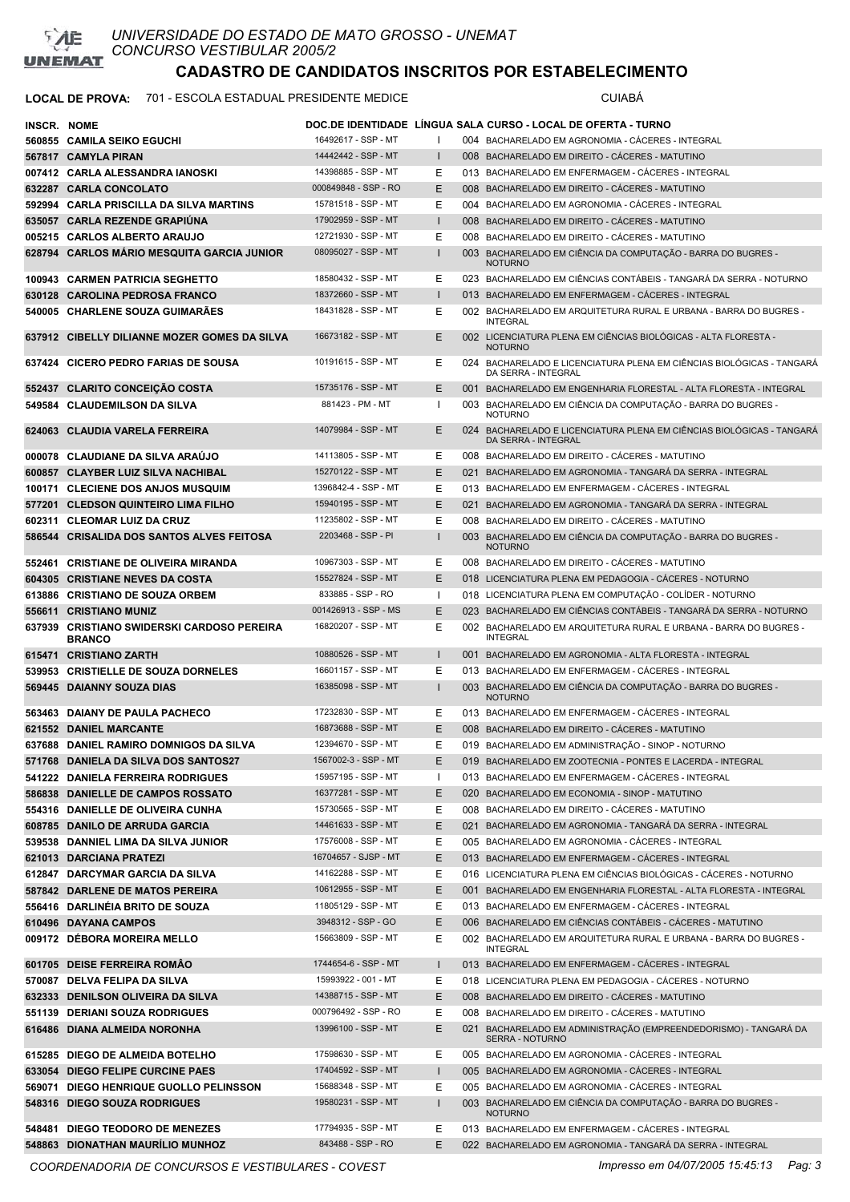# UNIVERSIDADE DO ESTADO DE MATO GROSSO - UNEMAT
## CONCURSO VESTIBULAR 2005/2

## CADASTRO DE CANDIDATOS INSCRITOS POR ESTABELECIMENTO

**LOCAL DE PROVA:** 701 - ESCOLA ESTADUAL PRESIDENTE MEDICE — CUIABÁ

| INSCR. | NOME | DOC.DE IDENTIDADE | LÍNGUA | SALA | CURSO - LOCAL DE OFERTA - TURNO |
|---|---|---|---|---|---|
| 560855 | CAMILA SEIKO EGUCHI | 16492617 - SSP - MT | I | 004 | BACHARELADO EM AGRONOMIA - CÁCERES - INTEGRAL |
| 567817 | CAMYLA PIRAN | 14442442 - SSP - MT | I | 008 | BACHARELADO EM DIREITO - CÁCERES - MATUTINO |
| 007412 | CARLA ALESSANDRA IANOSKI | 14398885 - SSP - MT | E | 013 | BACHARELADO EM ENFERMAGEM - CÁCERES - INTEGRAL |
| 632287 | CARLA CONCOLATO | 000849848 - SSP - RO | E | 008 | BACHARELADO EM DIREITO - CÁCERES - MATUTINO |
| 592994 | CARLA PRISCILLA DA SILVA MARTINS | 15781518 - SSP - MT | E | 004 | BACHARELADO EM AGRONOMIA - CÁCERES - INTEGRAL |
| 635057 | CARLA REZENDE GRAPIÚNA | 17902959 - SSP - MT | I | 008 | BACHARELADO EM DIREITO - CÁCERES - MATUTINO |
| 005215 | CARLOS ALBERTO ARAUJO | 12721930 - SSP - MT | E | 008 | BACHARELADO EM DIREITO - CÁCERES - MATUTINO |
| 628794 | CARLOS MÁRIO MESQUITA GARCIA JUNIOR | 08095027 - SSP - MT | I | 003 | BACHARELADO EM CIÊNCIA DA COMPUTAÇÃO - BARRA DO BUGRES - NOTURNO |
| 100943 | CARMEN PATRICIA SEGHETTO | 18580432 - SSP - MT | E | 023 | BACHARELADO EM CIÊNCIAS CONTÁBEIS - TANGARÁ DA SERRA - NOTURNO |
| 630128 | CAROLINA PEDROSA FRANCO | 18372660 - SSP - MT | I | 013 | BACHARELADO EM ENFERMAGEM - CÁCERES - INTEGRAL |
| 540005 | CHARLENE SOUZA GUIMARÃES | 18431828 - SSP - MT | E | 002 | BACHARELADO EM ARQUITETURA RURAL E URBANA - BARRA DO BUGRES - INTEGRAL |
| 637912 | CIBELLY DILIANNE MOZER GOMES DA SILVA | 16673182 - SSP - MT | E | 002 | LICENCIATURA PLENA EM CIÊNCIAS BIOLÓGICAS - ALTA FLORESTA - NOTURNO |
| 637424 | CICERO PEDRO FARIAS DE SOUSA | 10191615 - SSP - MT | E | 024 | BACHARELADO E LICENCIATURA PLENA EM CIÊNCIAS BIOLÓGICAS - TANGARÁ DA SERRA - INTEGRAL |
| 552437 | CLARITO CONCEIÇÃO COSTA | 15735176 - SSP - MT | E | 001 | BACHARELADO EM ENGENHARIA FLORESTAL - ALTA FLORESTA - INTEGRAL |
| 549584 | CLAUDEMILSON DA SILVA | 881423 - PM - MT | I | 003 | BACHARELADO EM CIÊNCIA DA COMPUTAÇÃO - BARRA DO BUGRES - NOTURNO |
| 624063 | CLAUDIA VARELA FERREIRA | 14079984 - SSP - MT | E | 024 | BACHARELADO E LICENCIATURA PLENA EM CIÊNCIAS BIOLÓGICAS - TANGARÁ DA SERRA - INTEGRAL |
| 000078 | CLAUDIANE DA SILVA ARAÚJO | 14113805 - SSP - MT | E | 008 | BACHARELADO EM DIREITO - CÁCERES - MATUTINO |
| 600857 | CLAYBER LUIZ SILVA NACHIBAL | 15270122 - SSP - MT | E | 021 | BACHARELADO EM AGRONOMIA - TANGARÁ DA SERRA - INTEGRAL |
| 100171 | CLECIENE DOS ANJOS MUSQUIM | 1396842-4 - SSP - MT | E | 013 | BACHARELADO EM ENFERMAGEM - CÁCERES - INTEGRAL |
| 577201 | CLEDSON QUINTEIRO LIMA FILHO | 15940195 - SSP - MT | E | 021 | BACHARELADO EM AGRONOMIA - TANGARÁ DA SERRA - INTEGRAL |
| 602311 | CLEOMAR LUIZ DA CRUZ | 11235802 - SSP - MT | E | 008 | BACHARELADO EM DIREITO - CÁCERES - MATUTINO |
| 586544 | CRISALIDA DOS SANTOS ALVES FEITOSA | 2203468 - SSP - PI | I | 003 | BACHARELADO EM CIÊNCIA DA COMPUTAÇÃO - BARRA DO BUGRES - NOTURNO |
| 552461 | CRISTIANE DE OLIVEIRA MIRANDA | 10967303 - SSP - MT | E | 008 | BACHARELADO EM DIREITO - CÁCERES - MATUTINO |
| 604305 | CRISTIANE NEVES DA COSTA | 15527824 - SSP - MT | E | 018 | LICENCIATURA PLENA EM PEDAGOGIA - CÁCERES - NOTURNO |
| 613886 | CRISTIANO DE SOUZA ORBEM | 833885 - SSP - RO | I | 018 | LICENCIATURA PLENA EM COMPUTAÇÃO - COLÍDER - NOTURNO |
| 556611 | CRISTIANO MUNIZ | 001426913 - SSP - MS | E | 023 | BACHARELADO EM CIÊNCIAS CONTÁBEIS - TANGARÁ DA SERRA - NOTURNO |
| 637939 | CRISTIANO SWIDERSKI CARDOSO PEREIRA BRANCO | 16820207 - SSP - MT | E | 002 | BACHARELADO EM ARQUITETURA RURAL E URBANA - BARRA DO BUGRES - INTEGRAL |
| 615471 | CRISTIANO ZARTH | 10880526 - SSP - MT | I | 001 | BACHARELADO EM AGRONOMIA - ALTA FLORESTA - INTEGRAL |
| 539953 | CRISTIELLE DE SOUZA DORNELES | 16601157 - SSP - MT | E | 013 | BACHARELADO EM ENFERMAGEM - CÁCERES - INTEGRAL |
| 569445 | DAIANNY SOUZA DIAS | 16385098 - SSP - MT | I | 003 | BACHARELADO EM CIÊNCIA DA COMPUTAÇÃO - BARRA DO BUGRES - NOTURNO |
| 563463 | DAIANY DE PAULA PACHECO | 17232830 - SSP - MT | E | 013 | BACHARELADO EM ENFERMAGEM - CÁCERES - INTEGRAL |
| 621552 | DANIEL MARCANTE | 16873688 - SSP - MT | E | 008 | BACHARELADO EM DIREITO - CÁCERES - MATUTINO |
| 637688 | DANIEL RAMIRO DOMNIGOS DA SILVA | 12394670 - SSP - MT | E | 019 | BACHARELADO EM ADMINISTRAÇÃO - SINOP - NOTURNO |
| 571768 | DANIELA DA SILVA DOS SANTOS27 | 1567002-3 - SSP - MT | E | 019 | BACHARELADO EM ZOOTECNIA - PONTES E LACERDA - INTEGRAL |
| 541222 | DANIELA FERREIRA RODRIGUES | 15957195 - SSP - MT | I | 013 | BACHARELADO EM ENFERMAGEM - CÁCERES - INTEGRAL |
| 586838 | DANIELLE DE CAMPOS ROSSATO | 16377281 - SSP - MT | E | 020 | BACHARELADO EM ECONOMIA - SINOP - MATUTINO |
| 554316 | DANIELLE DE OLIVEIRA CUNHA | 15730565 - SSP - MT | E | 008 | BACHARELADO EM DIREITO - CÁCERES - MATUTINO |
| 608785 | DANILO DE ARRUDA GARCIA | 14461633 - SSP - MT | E | 021 | BACHARELADO EM AGRONOMIA - TANGARÁ DA SERRA - INTEGRAL |
| 539538 | DANNIEL LIMA DA SILVA JUNIOR | 17576008 - SSP - MT | E | 005 | BACHARELADO EM AGRONOMIA - CÁCERES - INTEGRAL |
| 621013 | DARCIANA PRATEZI | 16704657 - SJSP - MT | E | 013 | BACHARELADO EM ENFERMAGEM - CÁCERES - INTEGRAL |
| 612847 | DARCYMAR GARCIA DA SILVA | 14162288 - SSP - MT | E | 016 | LICENCIATURA PLENA EM CIÊNCIAS BIOLÓGICAS - CÁCERES - NOTURNO |
| 587842 | DARLENE DE MATOS PEREIRA | 10612955 - SSP - MT | E | 001 | BACHARELADO EM ENGENHARIA FLORESTAL - ALTA FLORESTA - INTEGRAL |
| 556416 | DARLINÉIA BRITO DE SOUZA | 11805129 - SSP - MT | E | 013 | BACHARELADO EM ENFERMAGEM - CÁCERES - INTEGRAL |
| 610496 | DAYANA CAMPOS | 3948312 - SSP - GO | E | 006 | BACHARELADO EM CIÊNCIAS CONTÁBEIS - CÁCERES - MATUTINO |
| 009172 | DÉBORA MOREIRA MELLO | 15663809 - SSP - MT | E | 002 | BACHARELADO EM ARQUITETURA RURAL E URBANA - BARRA DO BUGRES - INTEGRAL |
| 601705 | DEISE FERREIRA ROMÃO | 1744654-6 - SSP - MT | I | 013 | BACHARELADO EM ENFERMAGEM - CÁCERES - INTEGRAL |
| 570087 | DELVA FELIPA DA SILVA | 15993922 - 001 - MT | E | 018 | LICENCIATURA PLENA EM PEDAGOGIA - CÁCERES - NOTURNO |
| 632333 | DENILSON OLIVEIRA DA SILVA | 14388715 - SSP - MT | E | 008 | BACHARELADO EM DIREITO - CÁCERES - MATUTINO |
| 551139 | DERIANI SOUZA RODRIGUES | 000796492 - SSP - RO | E | 008 | BACHARELADO EM DIREITO - CÁCERES - MATUTINO |
| 616486 | DIANA ALMEIDA NORONHA | 13996100 - SSP - MT | E | 021 | BACHARELADO EM ADMINISTRAÇÃO (EMPREENDEDORISMO) - TANGARÁ DA SERRA - NOTURNO |
| 615285 | DIEGO DE ALMEIDA BOTELHO | 17598630 - SSP - MT | E | 005 | BACHARELADO EM AGRONOMIA - CÁCERES - INTEGRAL |
| 633054 | DIEGO FELIPE CURCINE PAES | 17404592 - SSP - MT | I | 005 | BACHARELADO EM AGRONOMIA - CÁCERES - INTEGRAL |
| 569071 | DIEGO HENRIQUE GUOLLO PELINSSON | 15688348 - SSP - MT | E | 005 | BACHARELADO EM AGRONOMIA - CÁCERES - INTEGRAL |
| 548316 | DIEGO SOUZA RODRIGUES | 19580231 - SSP - MT | I | 003 | BACHARELADO EM CIÊNCIA DA COMPUTAÇÃO - BARRA DO BUGRES - NOTURNO |
| 548481 | DIEGO TEODORO DE MENEZES | 17794935 - SSP - MT | E | 013 | BACHARELADO EM ENFERMAGEM - CÁCERES - INTEGRAL |
| 548863 | DIONATHAN MAURÍLIO MUNHOZ | 843488 - SSP - RO | E | 022 | BACHARELADO EM AGRONOMIA - TANGARÁ DA SERRA - INTEGRAL |

*COORDENADORIA DE CONCURSOS E VESTIBULARES - COVEST* — *Impresso em 04/07/2005 15:45:13*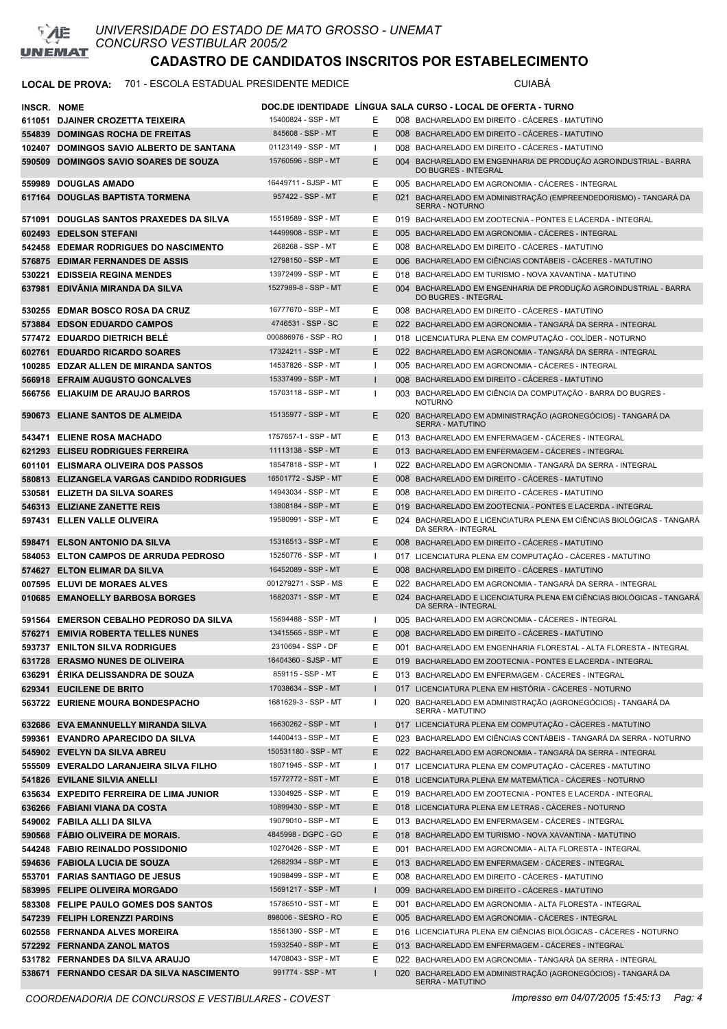# UNIVERSIDADE DO ESTADO DE MATO GROSSO - UNEMAT
## CONCURSO VESTIBULAR 2005/2

## CADASTRO DE CANDIDATOS INSCRITOS POR ESTABELECIMENTO

**LOCAL DE PROVA:** 701 - ESCOLA ESTADUAL PRESIDENTE MEDICE — CUIABÁ

| INSCR. | NOME | DOC.DE IDENTIDADE | LÍNGUA | SALA | CURSO - LOCAL DE OFERTA - TURNO |
|---|---|---|---|---|---|
| 611051 | DJAINER CROZETTA TEIXEIRA | 15400824 - SSP - MT | E | 008 | BACHARELADO EM DIREITO - CÁCERES - MATUTINO |
| 554839 | DOMINGAS ROCHA DE FREITAS | 845608 - SSP - MT | E | 008 | BACHARELADO EM DIREITO - CÁCERES - MATUTINO |
| 102407 | DOMINGOS SAVIO ALBERTO DE SANTANA | 01123149 - SSP - MT | I | 008 | BACHARELADO EM DIREITO - CÁCERES - MATUTINO |
| 590509 | DOMINGOS SAVIO SOARES DE SOUZA | 15760596 - SSP - MT | E | 004 | BACHARELADO EM ENGENHARIA DE PRODUÇÃO AGROINDUSTRIAL - BARRA DO BUGRES - INTEGRAL |
| 559989 | DOUGLAS AMADO | 16449711 - SJSP - MT | E | 005 | BACHARELADO EM AGRONOMIA - CÁCERES - INTEGRAL |
| 617164 | DOUGLAS BAPTISTA TORMENA | 957422 - SSP - MT | E | 021 | BACHARELADO EM ADMINISTRAÇÃO (EMPREENDEDORISMO) - TANGARÁ DA SERRA - NOTURNO |
| 571091 | DOUGLAS SANTOS PRAXEDES DA SILVA | 15519589 - SSP - MT | E | 019 | BACHARELADO EM ZOOTECNIA - PONTES E LACERDA - INTEGRAL |
| 602493 | EDELSON STEFANI | 14499908 - SSP - MT | E | 005 | BACHARELADO EM AGRONOMIA - CÁCERES - INTEGRAL |
| 542458 | EDEMAR RODRIGUES DO NASCIMENTO | 268268 - SSP - MT | E | 008 | BACHARELADO EM DIREITO - CÁCERES - MATUTINO |
| 576875 | EDIMAR FERNANDES DE ASSIS | 12798150 - SSP - MT | E | 006 | BACHARELADO EM CIÊNCIAS CONTÁBEIS - CÁCERES - MATUTINO |
| 530221 | EDISSEIA REGINA MENDES | 13972499 - SSP - MT | E | 018 | BACHARELADO EM TURISMO - NOVA XAVANTINA - MATUTINO |
| 637981 | EDIVÂNIA MIRANDA DA SILVA | 1527989-8 - SSP - MT | E | 004 | BACHARELADO EM ENGENHARIA DE PRODUÇÃO AGROINDUSTRIAL - BARRA DO BUGRES - INTEGRAL |
| 530255 | EDMAR BOSCO ROSA DA CRUZ | 16777670 - SSP - MT | E | 008 | BACHARELADO EM DIREITO - CÁCERES - MATUTINO |
| 573884 | EDSON EDUARDO CAMPOS | 4746531 - SSP - SC | E | 022 | BACHARELADO EM AGRONOMIA - TANGARÁ DA SERRA - INTEGRAL |
| 577472 | EDUARDO DIETRICH BELÉ | 000886976 - SSP - RO | I | 018 | LICENCIATURA PLENA EM COMPUTAÇÃO - COLÍDER - NOTURNO |
| 602761 | EDUARDO RICARDO SOARES | 17324211 - SSP - MT | E | 022 | BACHARELADO EM AGRONOMIA - TANGARÁ DA SERRA - INTEGRAL |
| 100285 | EDZAR ALLEN DE MIRANDA SANTOS | 14537826 - SSP - MT | I | 005 | BACHARELADO EM AGRONOMIA - CÁCERES - INTEGRAL |
| 566918 | EFRAIM AUGUSTO GONCALVES | 15337499 - SSP - MT | I | 008 | BACHARELADO EM DIREITO - CÁCERES - MATUTINO |
| 566756 | ELIAKUIM DE ARAUJO BARROS | 15703118 - SSP - MT | I | 003 | BACHARELADO EM CIÊNCIA DA COMPUTAÇÃO - BARRA DO BUGRES - NOTURNO |
| 590673 | ELIANE SANTOS DE ALMEIDA | 15135977 - SSP - MT | E | 020 | BACHARELADO EM ADMINISTRAÇÃO (AGRONEGÓCIOS) - TANGARÁ DA SERRA - MATUTINO |
| 543471 | ELIENE ROSA MACHADO | 1757657-1 - SSP - MT | E | 013 | BACHARELADO EM ENFERMAGEM - CÁCERES - INTEGRAL |
| 621293 | ELISEU RODRIGUES FERREIRA | 11113138 - SSP - MT | E | 013 | BACHARELADO EM ENFERMAGEM - CÁCERES - INTEGRAL |
| 601101 | ELISMARA OLIVEIRA DOS PASSOS | 18547818 - SSP - MT | I | 022 | BACHARELADO EM AGRONOMIA - TANGARÁ DA SERRA - INTEGRAL |
| 580813 | ELIZANGELA VARGAS CANDIDO RODRIGUES | 16501772 - SJSP - MT | E | 008 | BACHARELADO EM DIREITO - CÁCERES - MATUTINO |
| 530581 | ELIZETH DA SILVA SOARES | 14943034 - SSP - MT | E | 008 | BACHARELADO EM DIREITO - CÁCERES - MATUTINO |
| 546313 | ELIZIANE ZANETTE REIS | 13808184 - SSP - MT | E | 019 | BACHARELADO EM ZOOTECNIA - PONTES E LACERDA - INTEGRAL |
| 597431 | ELLEN VALLE OLIVEIRA | 19580991 - SSP - MT | E | 024 | BACHARELADO E LICENCIATURA PLENA EM CIÊNCIAS BIOLÓGICAS - TANGARÁ DA SERRA - INTEGRAL |
| 598471 | ELSON ANTONIO DA SILVA | 15316513 - SSP - MT | E | 008 | BACHARELADO EM DIREITO - CÁCERES - MATUTINO |
| 584053 | ELTON CAMPOS DE ARRUDA PEDROSO | 15250776 - SSP - MT | I | 017 | LICENCIATURA PLENA EM COMPUTAÇÃO - CÁCERES - MATUTINO |
| 574627 | ELTON ELIMAR DA SILVA | 16452089 - SSP - MT | E | 008 | BACHARELADO EM DIREITO - CÁCERES - MATUTINO |
| 007595 | ELUVI DE MORAES ALVES | 001279271 - SSP - MS | E | 022 | BACHARELADO EM AGRONOMIA - TANGARÁ DA SERRA - INTEGRAL |
| 010685 | EMANOELLY BARBOSA BORGES | 16820371 - SSP - MT | E | 024 | BACHARELADO E LICENCIATURA PLENA EM CIÊNCIAS BIOLÓGICAS - TANGARÁ DA SERRA - INTEGRAL |
| 591564 | EMERSON CEBALHO PEDROSO DA SILVA | 15694488 - SSP - MT | I | 005 | BACHARELADO EM AGRONOMIA - CÁCERES - INTEGRAL |
| 576271 | EMIVIA ROBERTA TELLES NUNES | 13415565 - SSP - MT | E | 008 | BACHARELADO EM DIREITO - CÁCERES - MATUTINO |
| 593737 | ENILTON SILVA RODRIGUES | 2310694 - SSP - DF | E | 001 | BACHARELADO EM ENGENHARIA FLORESTAL - ALTA FLORESTA - INTEGRAL |
| 631728 | ERASMO NUNES DE OLIVEIRA | 16404360 - SJSP - MT | E | 019 | BACHARELADO EM ZOOTECNIA - PONTES E LACERDA - INTEGRAL |
| 636291 | ÉRIKA DELISSANDRA DE SOUZA | 859115 - SSP - MT | E | 013 | BACHARELADO EM ENFERMAGEM - CÁCERES - INTEGRAL |
| 629341 | EUCILENE DE BRITO | 17038634 - SSP - MT | I | 017 | LICENCIATURA PLENA EM HISTÓRIA - CÁCERES - NOTURNO |
| 563722 | EURIENE MOURA BONDESPACHO | 1681629-3 - SSP - MT | I | 020 | BACHARELADO EM ADMINISTRAÇÃO (AGRONEGÓCIOS) - TANGARÁ DA SERRA - MATUTINO |
| 632686 | EVA EMANNUELLY MIRANDA SILVA | 16630262 - SSP - MT | I | 017 | LICENCIATURA PLENA EM COMPUTAÇÃO - CÁCERES - MATUTINO |
| 599361 | EVANDRO APARECIDO DA SILVA | 14400413 - SSP - MT | E | 023 | BACHARELADO EM CIÊNCIAS CONTÁBEIS - TANGARÁ DA SERRA - NOTURNO |
| 545902 | EVELYN DA SILVA ABREU | 150531180 - SSP - MT | E | 022 | BACHARELADO EM AGRONOMIA - TANGARÁ DA SERRA - INTEGRAL |
| 555509 | EVERALDO LARANJEIRA SILVA FILHO | 18071945 - SSP - MT | I | 017 | LICENCIATURA PLENA EM COMPUTAÇÃO - CÁCERES - MATUTINO |
| 541826 | EVILANE SILVIA ANELLI | 15772772 - SST - MT | E | 018 | LICENCIATURA PLENA EM MATEMÁTICA - CÁCERES - NOTURNO |
| 635634 | EXPEDITO FERREIRA DE LIMA JUNIOR | 13304925 - SSP - MT | E | 019 | BACHARELADO EM ZOOTECNIA - PONTES E LACERDA - INTEGRAL |
| 636266 | FABIANI VIANA DA COSTA | 10899430 - SSP - MT | E | 018 | LICENCIATURA PLENA EM LETRAS - CÁCERES - NOTURNO |
| 549002 | FABILA ALLI DA SILVA | 19079010 - SSP - MT | E | 013 | BACHARELADO EM ENFERMAGEM - CÁCERES - INTEGRAL |
| 590568 | FÁBIO OLIVEIRA DE MORAIS. | 4845998 - DGPC - GO | E | 018 | BACHARELADO EM TURISMO - NOVA XAVANTINA - MATUTINO |
| 544248 | FABIO REINALDO POSSIDONIO | 10270426 - SSP - MT | E | 001 | BACHARELADO EM AGRONOMIA - ALTA FLORESTA - INTEGRAL |
| 594636 | FABIOLA LUCIA DE SOUZA | 12682934 - SSP - MT | E | 013 | BACHARELADO EM ENFERMAGEM - CÁCERES - INTEGRAL |
| 553701 | FARIAS SANTIAGO DE JESUS | 19098499 - SSP - MT | E | 008 | BACHARELADO EM DIREITO - CÁCERES - MATUTINO |
| 583995 | FELIPE OLIVEIRA MORGADO | 15691217 - SSP - MT | I | 009 | BACHARELADO EM DIREITO - CÁCERES - MATUTINO |
| 583308 | FELIPE PAULO GOMES DOS SANTOS | 15786510 - SST - MT | E | 001 | BACHARELADO EM AGRONOMIA - ALTA FLORESTA - INTEGRAL |
| 547239 | FELIPH LORENZZI PARDINS | 898006 - SESRO - RO | E | 005 | BACHARELADO EM AGRONOMIA - CÁCERES - INTEGRAL |
| 602558 | FERNANDA ALVES MOREIRA | 18561390 - SSP - MT | E | 016 | LICENCIATURA PLENA EM CIÊNCIAS BIOLÓGICAS - CÁCERES - NOTURNO |
| 572292 | FERNANDA ZANOL MATOS | 15932540 - SSP - MT | E | 013 | BACHARELADO EM ENFERMAGEM - CÁCERES - INTEGRAL |
| 531782 | FERNANDES DA SILVA ARAUJO | 14708043 - SSP - MT | E | 022 | BACHARELADO EM AGRONOMIA - TANGARÁ DA SERRA - INTEGRAL |
| 538671 | FERNANDO CESAR DA SILVA NASCIMENTO | 991774 - SSP - MT | I | 020 | BACHARELADO EM ADMINISTRAÇÃO (AGRONEGÓCIOS) - TANGARÁ DA SERRA - MATUTINO |

COORDENADORIA DE CONCURSOS E VESTIBULARES - COVEST — Impresso em 04/07/2005 15:45:13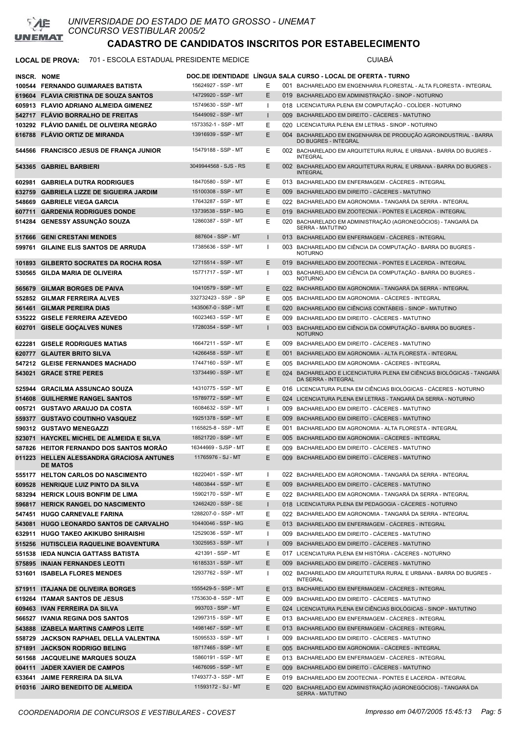UNIVERSIDADE DO ESTADO DE MATO GROSSO - UNEMAT
CONCURSO VESTIBULAR 2005/2

# CADASTRO DE CANDIDATOS INSCRITOS POR ESTABELECIMENTO

**LOCAL DE PROVA:** 701 - ESCOLA ESTADUAL PRESIDENTE MEDICE — CUIABÁ

| INSCR. | NOME | DOC.DE IDENTIDADE | LÍNGUA | SALA | CURSO - LOCAL DE OFERTA - TURNO |
|---|---|---|---|---|---|
| 100544 | FERNANDO GUIMARAES BATISTA | 15624927 - SSP - MT | E | 001 | BACHARELADO EM ENGENHARIA FLORESTAL - ALTA FLORESTA - INTEGRAL |
| 619604 | FLAVIA CRISTINA DE SOUZA SANTOS | 14729920 - SSP - MT | E | 019 | BACHARELADO EM ADMINISTRAÇÃO - SINOP - NOTURNO |
| 605913 | FLAVIO ADRIANO ALMEIDA GIMENEZ | 15749630 - SSP - MT | I | 018 | LICENCIATURA PLENA EM COMPUTAÇÃO - COLÍDER - NOTURNO |
| 542717 | FLÁVIO BORRALHO DE FREITAS | 15449092 - SSP - MT | I | 009 | BACHARELADO EM DIREITO - CÁCERES - MATUTINO |
| 103292 | FLÁVIO DANIÉL DE OLIVEIRA NEGRÃO | 1573352-1 - SSP - MT | E | 020 | LICENCIATURA PLENA EM LETRAS - SINOP - NOTURNO |
| 616788 | FLÁVIO ORTIZ DE MIRANDA | 13916939 - SSP - MT | E | 004 | BACHARELADO EM ENGENHARIA DE PRODUÇÃO AGROINDUSTRIAL - BARRA DO BUGRES - INTEGRAL |
| 544566 | FRANCISCO JESUS DE FRANÇA JUNIOR | 15479188 - SSP - MT | E | 002 | BACHARELADO EM ARQUITETURA RURAL E URBANA - BARRA DO BUGRES - INTEGRAL |
| 543365 | GABRIEL BARBIERI | 3049944568 - SJS - RS | E | 002 | BACHARELADO EM ARQUITETURA RURAL E URBANA - BARRA DO BUGRES - INTEGRAL |
| 602981 | GABRIELA DUTRA RODRIGUES | 18470580 - SSP - MT | E | 013 | BACHARELADO EM ENFERMAGEM - CÁCERES - INTEGRAL |
| 632759 | GABRIELA LIZZE DE SIGUEIRA JARDIM | 15100308 - SSP - MT | E | 009 | BACHARELADO EM DIREITO - CÁCERES - MATUTINO |
| 548669 | GABRIELE VIEGA GARCIA | 17643287 - SSP - MT | E | 022 | BACHARELADO EM AGRONOMIA - TANGARÁ DA SERRA - INTEGRAL |
| 607711 | GARDENIA RODRIGUES DONDE | 13739538 - SSP - MG | E | 019 | BACHARELADO EM ZOOTECNIA - PONTES E LACERDA - INTEGRAL |
| 514284 | GENESSY ASSUNÇÃO SOUZA | 12860387 - SSP - MT | E | 020 | BACHARELADO EM ADMINISTRAÇÃO (AGRONEGÓCIOS) - TANGARÁ DA SERRA - MATUTINO |
| 517666 | GENI CRESTANI MENDES | 887604 - SSP - MT | I | 013 | BACHARELADO EM ENFERMAGEM - CÁCERES - INTEGRAL |
| 599761 | GILAINE ELIS SANTOS DE ARRUDA | 17385636 - SSP - MT | I | 003 | BACHARELADO EM CIÊNCIA DA COMPUTAÇÃO - BARRA DO BUGRES - NOTURNO |
| 101893 | GILBERTO SOCRATES DA ROCHA ROSA | 12715514 - SSP - MT | E | 019 | BACHARELADO EM ZOOTECNIA - PONTES E LACERDA - INTEGRAL |
| 530565 | GILDA MARIA DE OLIVEIRA | 15771717 - SSP - MT | I | 003 | BACHARELADO EM CIÊNCIA DA COMPUTAÇÃO - BARRA DO BUGRES - NOTURNO |
| 565679 | GILMAR BORGES DE PAIVA | 10410579 - SSP - MT | E | 022 | BACHARELADO EM AGRONOMIA - TANGARÁ DA SERRA - INTEGRAL |
| 552852 | GILMAR FERREIRA ALVES | 332732423 - SSP - SP | E | 005 | BACHARELADO EM AGRONOMIA - CÁCERES - INTEGRAL |
| 561461 | GILMAR PEREIRA DIAS | 1435067-0 - SSP - MT | E | 020 | BACHARELADO EM CIÊNCIAS CONTÁBEIS - SINOP - MATUTINO |
| 535222 | GISELE FERREIRA AZEVEDO | 16023463 - SSP - MT | E | 009 | BACHARELADO EM DIREITO - CÁCERES - MATUTINO |
| 602701 | GISELE GOÇALVES NUNES | 17280354 - SSP - MT | I | 003 | BACHARELADO EM CIÊNCIA DA COMPUTAÇÃO - BARRA DO BUGRES - NOTURNO |
| 622281 | GISELE RODRIGUES MATIAS | 16647211 - SSP - MT | E | 009 | BACHARELADO EM DIREITO - CÁCERES - MATUTINO |
| 620777 | GLAUTER BRITO SILVA | 14266458 - SSP - MT | E | 001 | BACHARELADO EM AGRONOMIA - ALTA FLORESTA - INTEGRAL |
| 547212 | GLEISE FERNANDES MACHADO | 17447160 - SSP - MT | E | 005 | BACHARELADO EM AGRONOMIA - CÁCERES - INTEGRAL |
| 543021 | GRACE STRE PERES | 13734490 - SSP - MT | E | 024 | BACHARELADO E LICENCIATURA PLENA EM CIÊNCIAS BIOLÓGICAS - TANGARÁ DA SERRA - INTEGRAL |
| 525944 | GRACILMA ASSUNCAO SOUZA | 14310775 - SSP - MT | E | 016 | LICENCIATURA PLENA EM CIÊNCIAS BIOLÓGICAS - CÁCERES - NOTURNO |
| 514608 | GUILHERME RANGEL SANTOS | 15789772 - SSP - MT | E | 024 | LICENCIATURA PLENA EM LETRAS - TANGARÁ DA SERRA - NOTURNO |
| 005721 | GUSTAVO ARAUJO DA COSTA | 16084632 - SSP - MT | I | 009 | BACHARELADO EM DIREITO - CÁCERES - MATUTINO |
| 559377 | GUSTAVO COUTINHO VASQUEZ | 19251378 - SSP - MT | E | 009 | BACHARELADO EM DIREITO - CÁCERES - MATUTINO |
| 590312 | GUSTAVO MENEGAZZI | 1165825-8 - SSP - MT | E | 001 | BACHARELADO EM AGRONOMIA - ALTA FLORESTA - INTEGRAL |
| 523071 | HAYCKEL MICHEL DE ALMEIDA E SILVA | 18521720 - SSP - MT | E | 005 | BACHARELADO EM AGRONOMIA - CÁCERES - INTEGRAL |
| 587826 | HEITOR FERNANDO DOS SANTOS MORÃO | 16344669 - SJSP - MT | E | 009 | BACHARELADO EM DIREITO - CÁCERES - MATUTINO |
| 011223 | HELLEN ALESSANDRA GRACIOSA ANTUNES DE MATOS | 11765976 - SJ - MT | E | 009 | BACHARELADO EM DIREITO - CÁCERES - MATUTINO |
| 555177 | HELTON CARLOS DO NASCIMENTO | 18220401 - SSP - MT | I | 022 | BACHARELADO EM AGRONOMIA - TANGARÁ DA SERRA - INTEGRAL |
| 609528 | HENRIQUE LUIZ PINTO DA SILVA | 14803844 - SSP - MT | E | 009 | BACHARELADO EM DIREITO - CÁCERES - MATUTINO |
| 583294 | HERICK LOUIS BONFIM DE LIMA | 15902170 - SSP - MT | E | 022 | BACHARELADO EM AGRONOMIA - TANGARÁ DA SERRA - INTEGRAL |
| 596817 | HERICK RANGEL DO NASCIMENTO | 12462420 - SSP - SE | I | 018 | LICENCIATURA PLENA EM PEDAGOGIA - CÁCERES - NOTURNO |
| 547451 | HUGO CARNEVALE FARINA | 1288207-0 - SSP - MT | E | 022 | BACHARELADO EM AGRONOMIA - TANGARÁ DA SERRA - INTEGRAL |
| 543081 | HUGO LEONARDO SANTOS DE CARVALHO | 10440046 - SSP - MG | E | 013 | BACHARELADO EM ENFERMAGEM - CÁCERES - INTEGRAL |
| 632911 | HUGO TAKEO AKIKUBO SHIRAISHI | 12529036 - SSP - MT | I | 009 | BACHARELADO EM DIREITO - CÁCERES - MATUTINO |
| 515256 | HUTISCLEIA RAQUELINE BOAVENTURA | 13025953 - SSP - MT | I | 009 | BACHARELADO EM DIREITO - CÁCERES - MATUTINO |
| 551538 | IEDA NUNCIA GATTASS BATISTA | 421391 - SSP - MT | E | 017 | LICENCIATURA PLENA EM HISTÓRIA - CÁCERES - NOTURNO |
| 575895 | INAIAN FERNANDES LEOTTI | 16185331 - SSP - MT | E | 009 | BACHARELADO EM DIREITO - CÁCERES - MATUTINO |
| 531601 | ISABELA FLORES MENDES | 12937762 - SSP - MT | I | 002 | BACHARELADO EM ARQUITETURA RURAL E URBANA - BARRA DO BUGRES - INTEGRAL |
| 571911 | ITAJANA DE OLIVEIRA BORGES | 1555429-5 - SSP - MT | E | 013 | BACHARELADO EM ENFERMAGEM - CÁCERES - INTEGRAL |
| 619264 | ITAMAR SANTOS DE JESUS | 1753630-8 - SSP - MT | E | 009 | BACHARELADO EM DIREITO - CÁCERES - MATUTINO |
| 609463 | IVAN FERREIRA DA SILVA | 993703 - SSP - MT | E | 024 | LICENCIATURA PLENA EM CIÊNCIAS BIOLÓGICAS - SINOP - MATUTINO |
| 566527 | IVANIA REGINA DOS SANTOS | 12997315 - SSP - MT | E | 013 | BACHARELADO EM ENFERMAGEM - CÁCERES - INTEGRAL |
| 543888 | IZABELA MARTINS CAMPOS LEITE | 14981467 - SSP - MT | E | 013 | BACHARELADO EM ENFERMAGEM - CÁCERES - INTEGRAL |
| 558729 | JACKSON RAPHAEL DELLA VALENTINA | 15095533 - SSP - MT | I | 009 | BACHARELADO EM DIREITO - CÁCERES - MATUTINO |
| 571891 | JACKSON RODRIGO BELING | 18717465 - SSP - MT | E | 005 | BACHARELADO EM AGRONOMIA - CÁCERES - INTEGRAL |
| 561568 | JACQUELINE MARQUES SOUZA | 15860191 - SSP - MT | E | 013 | BACHARELADO EM ENFERMAGEM - CÁCERES - INTEGRAL |
| 004111 | JADER XAVIER DE CAMPOS | 14676095 - SSP - MT | E | 009 | BACHARELADO EM DIREITO - CÁCERES - MATUTINO |
| 633641 | JAIME FERREIRA DA SILVA | 1749377-3 - SSP - MT | E | 019 | BACHARELADO EM ZOOTECNIA - PONTES E LACERDA - INTEGRAL |
| 010316 | JAIRO BENEDITO DE ALMEIDA | 11593172 - SJ - MT | E | 020 | BACHARELADO EM ADMINISTRAÇÃO (AGRONEGÓCIOS) - TANGARÁ DA SERRA - MATUTINO |

COORDENADORIA DE CONCURSOS E VESTIBULARES - COVEST — Impresso em 04/07/2005 15:45:13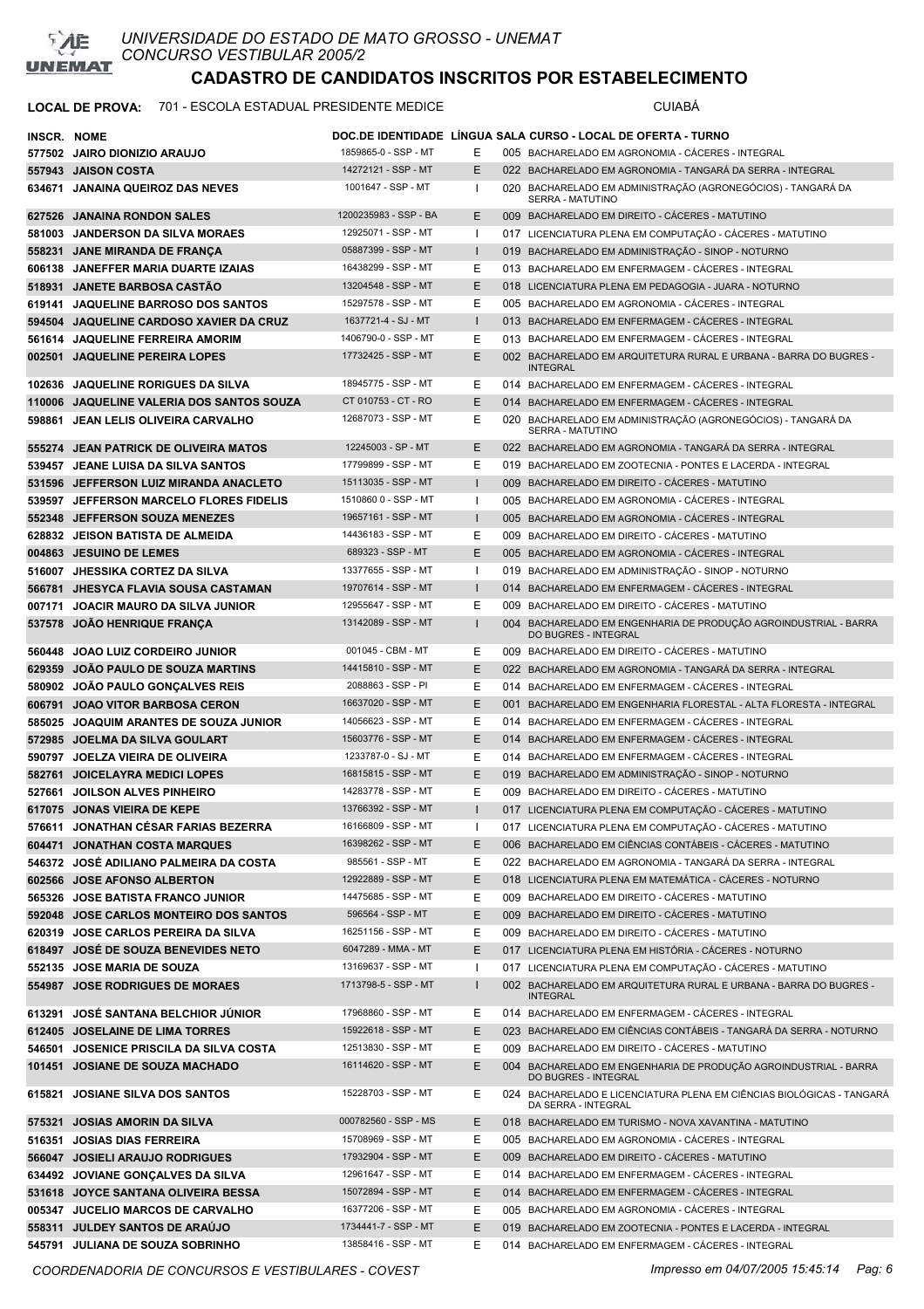# CADASTRO DE CANDIDATOS INSCRITOS POR ESTABELECIMENTO

**LOCAL DE PROVA:** 701 - ESCOLA ESTADUAL PRESIDENTE MEDICE — CUIABÁ

| INSCR. | NOME | DOC.DE IDENTIDADE | LÍNGUA | SALA | CURSO - LOCAL DE OFERTA - TURNO |
|---|---|---|---|---|---|
| 577502 | JAIRO DIONIZIO ARAUJO | 1859865-0 - SSP - MT | E | 005 | BACHARELADO EM AGRONOMIA - CÁCERES - INTEGRAL |
| 557943 | JAISON COSTA | 14272121 - SSP - MT | E | 022 | BACHARELADO EM AGRONOMIA - TANGARÁ DA SERRA - INTEGRAL |
| 634671 | JANAINA QUEIROZ DAS NEVES | 1001647 - SSP - MT | I | 020 | BACHARELADO EM ADMINISTRAÇÃO (AGRONEGÓCIOS) - TANGARÁ DA SERRA - MATUTINO |
| 627526 | JANAINA RONDON SALES | 1200235983 - SSP - BA | E | 009 | BACHARELADO EM DIREITO - CÁCERES - MATUTINO |
| 581003 | JANDERSON DA SILVA MORAES | 12925071 - SSP - MT | I | 017 | LICENCIATURA PLENA EM COMPUTAÇÃO - CÁCERES - MATUTINO |
| 558231 | JANE MIRANDA DE FRANÇA | 05887399 - SSP - MT | I | 019 | BACHARELADO EM ADMINISTRAÇÃO - SINOP - NOTURNO |
| 606138 | JANEFFER MARIA DUARTE IZAIAS | 16438299 - SSP - MT | E | 013 | BACHARELADO EM ENFERMAGEM - CÁCERES - INTEGRAL |
| 518931 | JANETE BARBOSA CASTÃO | 13204548 - SSP - MT | E | 018 | LICENCIATURA PLENA EM PEDAGOGIA - JUARA - NOTURNO |
| 619141 | JAQUELINE BARROSO DOS SANTOS | 15297578 - SSP - MT | E | 005 | BACHARELADO EM AGRONOMIA - CÁCERES - INTEGRAL |
| 594504 | JAQUELINE CARDOSO XAVIER DA CRUZ | 1637721-4 - SJ - MT | I | 013 | BACHARELADO EM ENFERMAGEM - CÁCERES - INTEGRAL |
| 561614 | JAQUELINE FERREIRA AMORIM | 1406790-0 - SSP - MT | E | 013 | BACHARELADO EM ENFERMAGEM - CÁCERES - INTEGRAL |
| 002501 | JAQUELINE PEREIRA LOPES | 17732425 - SSP - MT | E | 002 | BACHARELADO EM ARQUITETURA RURAL E URBANA - BARRA DO BUGRES - INTEGRAL |
| 102636 | JAQUELINE RORIGUES DA SILVA | 18945775 - SSP - MT | E | 014 | BACHARELADO EM ENFERMAGEM - CÁCERES - INTEGRAL |
| 110006 | JAQUELINE VALERIA DOS SANTOS SOUZA | CT 010753 - CT - RO | E | 014 | BACHARELADO EM ENFERMAGEM - CÁCERES - INTEGRAL |
| 598861 | JEAN LELIS OLIVEIRA CARVALHO | 12687073 - SSP - MT | E | 020 | BACHARELADO EM ADMINISTRAÇÃO (AGRONEGÓCIOS) - TANGARÁ DA SERRA - MATUTINO |
| 555274 | JEAN PATRICK DE OLIVEIRA MATOS | 12245003 - SP - MT | E | 022 | BACHARELADO EM AGRONOMIA - TANGARÁ DA SERRA - INTEGRAL |
| 539457 | JEANE LUISA DA SILVA SANTOS | 17799899 - SSP - MT | E | 019 | BACHARELADO EM ZOOTECNIA - PONTES E LACERDA - INTEGRAL |
| 531596 | JEFFERSON LUIZ MIRANDA ANACLETO | 15113035 - SSP - MT | I | 009 | BACHARELADO EM DIREITO - CÁCERES - MATUTINO |
| 539597 | JEFFERSON MARCELO FLORES FIDELIS | 1510860 0 - SSP - MT | I | 005 | BACHARELADO EM AGRONOMIA - CÁCERES - INTEGRAL |
| 552348 | JEFFERSON SOUZA MENEZES | 19657161 - SSP - MT | I | 005 | BACHARELADO EM AGRONOMIA - CÁCERES - INTEGRAL |
| 628832 | JEISON BATISTA DE ALMEIDA | 14436183 - SSP - MT | E | 009 | BACHARELADO EM DIREITO - CÁCERES - MATUTINO |
| 004863 | JESUINO DE LEMES | 689323 - SSP - MT | E | 005 | BACHARELADO EM AGRONOMIA - CÁCERES - INTEGRAL |
| 516007 | JHESSIKA CORTEZ DA SILVA | 13377655 - SSP - MT | I | 019 | BACHARELADO EM ADMINISTRAÇÃO - SINOP - NOTURNO |
| 566781 | JHESYCA FLAVIA SOUSA CASTAMAN | 19707614 - SSP - MT | I | 014 | BACHARELADO EM ENFERMAGEM - CÁCERES - INTEGRAL |
| 007171 | JOACIR MAURO DA SILVA JUNIOR | 12955647 - SSP - MT | E | 009 | BACHARELADO EM DIREITO - CÁCERES - MATUTINO |
| 537578 | JOÃO HENRIQUE FRANÇA | 13142089 - SSP - MT | I | 004 | BACHARELADO EM ENGENHARIA DE PRODUÇÃO AGROINDUSTRIAL - BARRA DO BUGRES - INTEGRAL |
| 560448 | JOAO LUIZ CORDEIRO JUNIOR | 001045 - CBM - MT | E | 009 | BACHARELADO EM DIREITO - CÁCERES - MATUTINO |
| 629359 | JOÃO PAULO DE SOUZA MARTINS | 14415810 - SSP - MT | E | 022 | BACHARELADO EM AGRONOMIA - TANGARÁ DA SERRA - INTEGRAL |
| 580902 | JOÃO PAULO GONÇALVES REIS | 2088863 - SSP - PI | E | 014 | BACHARELADO EM ENFERMAGEM - CÁCERES - INTEGRAL |
| 606791 | JOAO VITOR BARBOSA CERON | 16637020 - SSP - MT | E | 001 | BACHARELADO EM ENGENHARIA FLORESTAL - ALTA FLORESTA - INTEGRAL |
| 585025 | JOAQUIM ARANTES DE SOUZA JUNIOR | 14056623 - SSP - MT | E | 014 | BACHARELADO EM ENFERMAGEM - CÁCERES - INTEGRAL |
| 572985 | JOELMA DA SILVA GOULART | 15603776 - SSP - MT | E | 014 | BACHARELADO EM ENFERMAGEM - CÁCERES - INTEGRAL |
| 590797 | JOELZA VIEIRA DE OLIVEIRA | 1233787-0 - SJ - MT | E | 014 | BACHARELADO EM ENFERMAGEM - CÁCERES - INTEGRAL |
| 582761 | JOICELAYRA MEDICI LOPES | 16815815 - SSP - MT | E | 019 | BACHARELADO EM ADMINISTRAÇÃO - SINOP - NOTURNO |
| 527661 | JOILSON ALVES PINHEIRO | 14283778 - SSP - MT | E | 009 | BACHARELADO EM DIREITO - CÁCERES - MATUTINO |
| 617075 | JONAS VIEIRA DE KEPE | 13766392 - SSP - MT | I | 017 | LICENCIATURA PLENA EM COMPUTAÇÃO - CÁCERES - MATUTINO |
| 576611 | JONATHAN CÉSAR FARIAS BEZERRA | 16166809 - SSP - MT | I | 017 | LICENCIATURA PLENA EM COMPUTAÇÃO - CÁCERES - MATUTINO |
| 604471 | JONATHAN COSTA MARQUES | 16398262 - SSP - MT | E | 006 | BACHARELADO EM CIÊNCIAS CONTÁBEIS - CÁCERES - MATUTINO |
| 546372 | JOSÉ ADILIANO PALMEIRA DA COSTA | 985561 - SSP - MT | E | 022 | BACHARELADO EM AGRONOMIA - TANGARÁ DA SERRA - INTEGRAL |
| 602566 | JOSE AFONSO ALBERTON | 12922889 - SSP - MT | E | 018 | LICENCIATURA PLENA EM MATEMÁTICA - CÁCERES - NOTURNO |
| 565326 | JOSE BATISTA FRANCO JUNIOR | 14475685 - SSP - MT | E | 009 | BACHARELADO EM DIREITO - CÁCERES - MATUTINO |
| 592048 | JOSE CARLOS MONTEIRO DOS SANTOS | 596564 - SSP - MT | E | 009 | BACHARELADO EM DIREITO - CÁCERES - MATUTINO |
| 620319 | JOSE CARLOS PEREIRA DA SILVA | 16251156 - SSP - MT | E | 009 | BACHARELADO EM DIREITO - CÁCERES - MATUTINO |
| 618497 | JOSÉ DE SOUZA BENEVIDES NETO | 6047289 - MMA - MT | E | 017 | LICENCIATURA PLENA EM HISTÓRIA - CÁCERES - NOTURNO |
| 552135 | JOSE MARIA DE SOUZA | 13169637 - SSP - MT | I | 017 | LICENCIATURA PLENA EM COMPUTAÇÃO - CÁCERES - MATUTINO |
| 554987 | JOSE RODRIGUES DE MORAES | 1713798-5 - SSP - MT | I | 002 | BACHARELADO EM ARQUITETURA RURAL E URBANA - BARRA DO BUGRES - INTEGRAL |
| 613291 | JOSÉ SANTANA BELCHIOR JÚNIOR | 17968860 - SSP - MT | E | 014 | BACHARELADO EM ENFERMAGEM - CÁCERES - INTEGRAL |
| 612405 | JOSELAINE DE LIMA TORRES | 15922618 - SSP - MT | E | 023 | BACHARELADO EM CIÊNCIAS CONTÁBEIS - TANGARÁ DA SERRA - NOTURNO |
| 546501 | JOSENICE PRISCILA DA SILVA COSTA | 12513830 - SSP - MT | E | 009 | BACHARELADO EM DIREITO - CÁCERES - MATUTINO |
| 101451 | JOSIANE DE SOUZA MACHADO | 16114620 - SSP - MT | E | 004 | BACHARELADO EM ENGENHARIA DE PRODUÇÃO AGROINDUSTRIAL - BARRA DO BUGRES - INTEGRAL |
| 615821 | JOSIANE SILVA DOS SANTOS | 15228703 - SSP - MT | E | 024 | BACHARELADO E LICENCIATURA PLENA EM CIÊNCIAS BIOLÓGICAS - TANGARÁ DA SERRA - INTEGRAL |
| 575321 | JOSIAS AMORIN DA SILVA | 000782560 - SSP - MS | E | 018 | BACHARELADO EM TURISMO - NOVA XAVANTINA - MATUTINO |
| 516351 | JOSIAS DIAS FERREIRA | 15708969 - SSP - MT | E | 005 | BACHARELADO EM AGRONOMIA - CÁCERES - INTEGRAL |
| 566047 | JOSIELI ARAUJO RODRIGUES | 17932904 - SSP - MT | E | 009 | BACHARELADO EM DIREITO - CÁCERES - MATUTINO |
| 634492 | JOVIANE GONÇALVES DA SILVA | 12961647 - SSP - MT | E | 014 | BACHARELADO EM ENFERMAGEM - CÁCERES - INTEGRAL |
| 531618 | JOYCE SANTANA OLIVEIRA BESSA | 15072894 - SSP - MT | E | 014 | BACHARELADO EM ENFERMAGEM - CÁCERES - INTEGRAL |
| 005347 | JUCELIO MARCOS DE CARVALHO | 16377206 - SSP - MT | E | 005 | BACHARELADO EM AGRONOMIA - CÁCERES - INTEGRAL |
| 558311 | JULDEY SANTOS DE ARAÚJO | 1734441-7 - SSP - MT | E | 019 | BACHARELADO EM ZOOTECNIA - PONTES E LACERDA - INTEGRAL |
| 545791 | JULIANA DE SOUZA SOBRINHO | 13858416 - SSP - MT | E | 014 | BACHARELADO EM ENFERMAGEM - CÁCERES - INTEGRAL |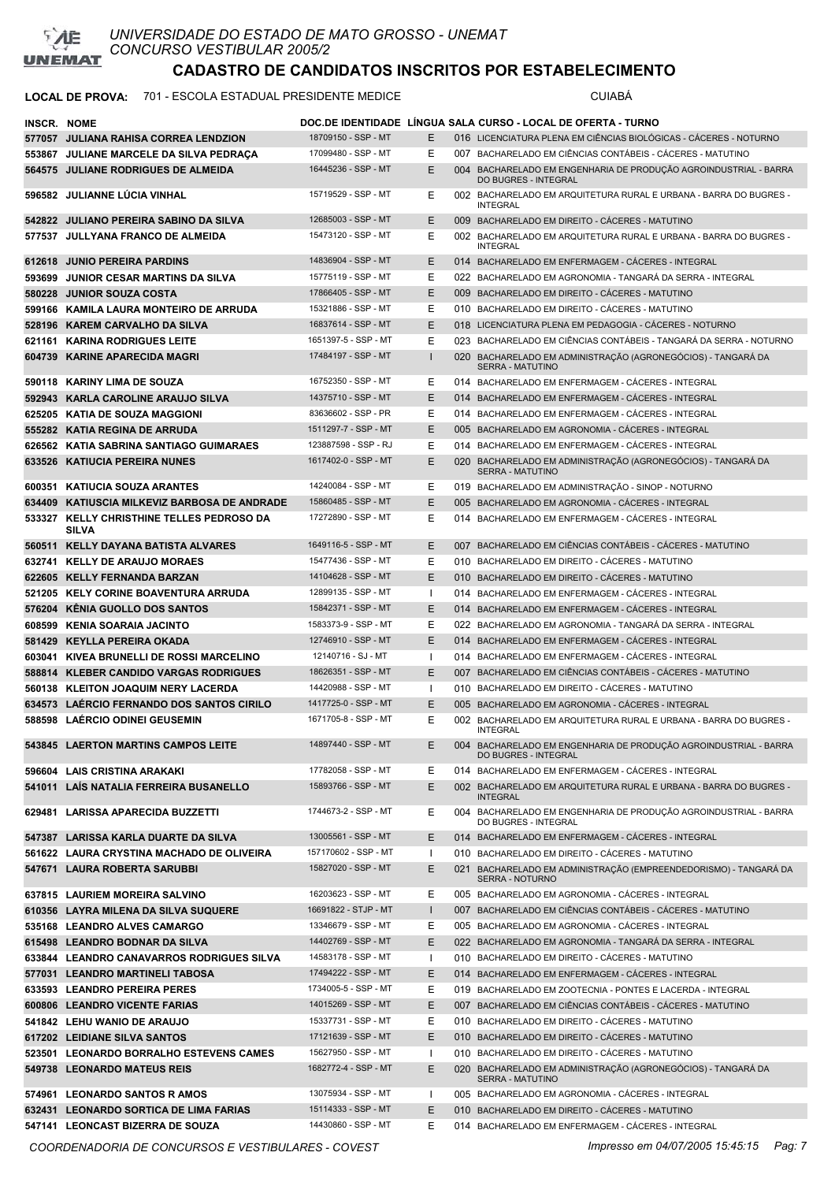# UNIVERSIDADE DO ESTADO DE MATO GROSSO - UNEMAT
## CONCURSO VESTIBULAR 2005/2

## CADASTRO DE CANDIDATOS INSCRITOS POR ESTABELECIMENTO

**LOCAL DE PROVA:** 701 - ESCOLA ESTADUAL PRESIDENTE MEDICE — CUIABÁ

| INSCR. | NOME | DOC.DE IDENTIDADE | LÍNGUA | SALA | CURSO - LOCAL DE OFERTA - TURNO |
|---|---|---|---|---|---|
| 577057 | JULIANA RAHISA CORREA LENDZION | 18709150 - SSP - MT | E | 016 | LICENCIATURA PLENA EM CIÊNCIAS BIOLÓGICAS - CÁCERES - NOTURNO |
| 553867 | JULIANE MARCELE DA SILVA PEDRAÇA | 17099480 - SSP - MT | E | 007 | BACHARELADO EM CIÊNCIAS CONTÁBEIS - CÁCERES - MATUTINO |
| 564575 | JULIANE RODRIGUES DE ALMEIDA | 16445236 - SSP - MT | E | 004 | BACHARELADO EM ENGENHARIA DE PRODUÇÃO AGROINDUSTRIAL - BARRA DO BUGRES - INTEGRAL |
| 596582 | JULIANNE LÚCIA VINHAL | 15719529 - SSP - MT | E | 002 | BACHARELADO EM ARQUITETURA RURAL E URBANA - BARRA DO BUGRES - INTEGRAL |
| 542822 | JULIANO PEREIRA SABINO DA SILVA | 12685003 - SSP - MT | E | 009 | BACHARELADO EM DIREITO - CÁCERES - MATUTINO |
| 577537 | JULLYANA FRANCO DE ALMEIDA | 15473120 - SSP - MT | E | 002 | BACHARELADO EM ARQUITETURA RURAL E URBANA - BARRA DO BUGRES - INTEGRAL |
| 612618 | JUNIO PEREIRA PARDINS | 14836904 - SSP - MT | E | 014 | BACHARELADO EM ENFERMAGEM - CÁCERES - INTEGRAL |
| 593699 | JUNIOR CESAR MARTINS DA SILVA | 15775119 - SSP - MT | E | 022 | BACHARELADO EM AGRONOMIA - TANGARÁ DA SERRA - INTEGRAL |
| 580228 | JUNIOR SOUZA COSTA | 17866405 - SSP - MT | E | 009 | BACHARELADO EM DIREITO - CÁCERES - MATUTINO |
| 599166 | KAMILA LAURA MONTEIRO DE ARRUDA | 15321886 - SSP - MT | E | 010 | BACHARELADO EM DIREITO - CÁCERES - MATUTINO |
| 528196 | KAREM CARVALHO DA SILVA | 16837614 - SSP - MT | E | 018 | LICENCIATURA PLENA EM PEDAGOGIA - CÁCERES - NOTURNO |
| 621161 | KARINA RODRIGUES LEITE | 1651397-5 - SSP - MT | E | 023 | BACHARELADO EM CIÊNCIAS CONTÁBEIS - TANGARÁ DA SERRA - NOTURNO |
| 604739 | KARINE APARECIDA MAGRI | 17484197 - SSP - MT | I | 020 | BACHARELADO EM ADMINISTRAÇÃO (AGRONEGÓCIOS) - TANGARÁ DA SERRA - MATUTINO |
| 590118 | KARINY LIMA DE SOUZA | 16752350 - SSP - MT | E | 014 | BACHARELADO EM ENFERMAGEM - CÁCERES - INTEGRAL |
| 592943 | KARLA CAROLINE ARAUJO SILVA | 14375710 - SSP - MT | E | 014 | BACHARELADO EM ENFERMAGEM - CÁCERES - INTEGRAL |
| 625205 | KATIA DE SOUZA MAGGIONI | 83636602 - SSP - PR | E | 014 | BACHARELADO EM ENFERMAGEM - CÁCERES - INTEGRAL |
| 555282 | KATIA REGINA DE ARRUDA | 1511297-7 - SSP - MT | E | 005 | BACHARELADO EM AGRONOMIA - CÁCERES - INTEGRAL |
| 626562 | KATIA SABRINA SANTIAGO GUIMARAES | 123887598 - SSP - RJ | E | 014 | BACHARELADO EM ENFERMAGEM - CÁCERES - INTEGRAL |
| 633526 | KATIUCIA PEREIRA NUNES | 1617402-0 - SSP - MT | E | 020 | BACHARELADO EM ADMINISTRAÇÃO (AGRONEGÓCIOS) - TANGARÁ DA SERRA - MATUTINO |
| 600351 | KATIUCIA SOUZA ARANTES | 14240084 - SSP - MT | E | 019 | BACHARELADO EM ADMINISTRAÇÃO - SINOP - NOTURNO |
| 634409 | KATIUSCIA MILKEVIZ BARBOSA DE ANDRADE | 15860485 - SSP - MT | E | 005 | BACHARELADO EM AGRONOMIA - CÁCERES - INTEGRAL |
| 533327 | KELLY CHRISTHINE TELLES PEDROSO DA SILVA | 17272890 - SSP - MT | E | 014 | BACHARELADO EM ENFERMAGEM - CÁCERES - INTEGRAL |
| 560511 | KELLY DAYANA BATISTA ALVARES | 1649116-5 - SSP - MT | E | 007 | BACHARELADO EM CIÊNCIAS CONTÁBEIS - CÁCERES - MATUTINO |
| 632741 | KELLY DE ARAUJO MORAES | 15477436 - SSP - MT | E | 010 | BACHARELADO EM DIREITO - CÁCERES - MATUTINO |
| 622605 | KELLY FERNANDA BARZAN | 14104628 - SSP - MT | E | 010 | BACHARELADO EM DIREITO - CÁCERES - MATUTINO |
| 521205 | KELY CORINE BOAVENTURA ARRUDA | 12899135 - SSP - MT | I | 014 | BACHARELADO EM ENFERMAGEM - CÁCERES - INTEGRAL |
| 576204 | KÊNIA GUOLLO DOS SANTOS | 15842371 - SSP - MT | E | 014 | BACHARELADO EM ENFERMAGEM - CÁCERES - INTEGRAL |
| 608599 | KENIA SOARAIA JACINTO | 1583373-9 - SSP - MT | E | 022 | BACHARELADO EM AGRONOMIA - TANGARÁ DA SERRA - INTEGRAL |
| 581429 | KEYLLA PEREIRA OKADA | 12746910 - SSP - MT | E | 014 | BACHARELADO EM ENFERMAGEM - CÁCERES - INTEGRAL |
| 603041 | KIVEA BRUNELLI DE ROSSI MARCELINO | 12140716 - SJ - MT | I | 014 | BACHARELADO EM ENFERMAGEM - CÁCERES - INTEGRAL |
| 588814 | KLEBER CANDIDO VARGAS RODRIGUES | 18626351 - SSP - MT | E | 007 | BACHARELADO EM CIÊNCIAS CONTÁBEIS - CÁCERES - MATUTINO |
| 560138 | KLEITON JOAQUIM NERY LACERDA | 14420988 - SSP - MT | I | 010 | BACHARELADO EM DIREITO - CÁCERES - MATUTINO |
| 634573 | LAÉRCIO FERNANDO DOS SANTOS CIRILO | 1417725-0 - SSP - MT | E | 005 | BACHARELADO EM AGRONOMIA - CÁCERES - INTEGRAL |
| 588598 | LAÉRCIO ODINEI GEUSEMIN | 1671705-8 - SSP - MT | E | 002 | BACHARELADO EM ARQUITETURA RURAL E URBANA - BARRA DO BUGRES - INTEGRAL |
| 543845 | LAERTON MARTINS CAMPOS LEITE | 14897440 - SSP - MT | E | 004 | BACHARELADO EM ENGENHARIA DE PRODUÇÃO AGROINDUSTRIAL - BARRA DO BUGRES - INTEGRAL |
| 596604 | LAIS CRISTINA ARAKAKI | 17782058 - SSP - MT | E | 014 | BACHARELADO EM ENFERMAGEM - CÁCERES - INTEGRAL |
| 541011 | LAÍS NATALIA FERREIRA BUSANELLO | 15893766 - SSP - MT | E | 002 | BACHARELADO EM ARQUITETURA RURAL E URBANA - BARRA DO BUGRES - INTEGRAL |
| 629481 | LARISSA APARECIDA BUZZETTI | 1744673-2 - SSP - MT | E | 004 | BACHARELADO EM ENGENHARIA DE PRODUÇÃO AGROINDUSTRIAL - BARRA DO BUGRES - INTEGRAL |
| 547387 | LARISSA KARLA DUARTE DA SILVA | 13005561 - SSP - MT | E | 014 | BACHARELADO EM ENFERMAGEM - CÁCERES - INTEGRAL |
| 561622 | LAURA CRYSTINA MACHADO DE OLIVEIRA | 157170602 - SSP - MT | I | 010 | BACHARELADO EM DIREITO - CÁCERES - MATUTINO |
| 547671 | LAURA ROBERTA SARUBBI | 15827020 - SSP - MT | E | 021 | BACHARELADO EM ADMINISTRAÇÃO (EMPREENDEDORISMO) - TANGARÁ DA SERRA - NOTURNO |
| 637815 | LAURIEM MOREIRA SALVINO | 16203623 - SSP - MT | E | 005 | BACHARELADO EM AGRONOMIA - CÁCERES - INTEGRAL |
| 610356 | LAYRA MILENA DA SILVA SUQUERE | 16691822 - STJP - MT | I | 007 | BACHARELADO EM CIÊNCIAS CONTÁBEIS - CÁCERES - MATUTINO |
| 535168 | LEANDRO ALVES CAMARGO | 13346679 - SSP - MT | E | 005 | BACHARELADO EM AGRONOMIA - CÁCERES - INTEGRAL |
| 615498 | LEANDRO BODNAR DA SILVA | 14402769 - SSP - MT | E | 022 | BACHARELADO EM AGRONOMIA - TANGARÁ DA SERRA - INTEGRAL |
| 633844 | LEANDRO CANAVARROS RODRIGUES SILVA | 14583178 - SSP - MT | I | 010 | BACHARELADO EM DIREITO - CÁCERES - MATUTINO |
| 577031 | LEANDRO MARTINELI TABOSA | 17494222 - SSP - MT | E | 014 | BACHARELADO EM ENFERMAGEM - CÁCERES - INTEGRAL |
| 633593 | LEANDRO PEREIRA PERES | 1734005-5 - SSP - MT | E | 019 | BACHARELADO EM ZOOTECNIA - PONTES E LACERDA - INTEGRAL |
| 600806 | LEANDRO VICENTE FARIAS | 14015269 - SSP - MT | E | 007 | BACHARELADO EM CIÊNCIAS CONTÁBEIS - CÁCERES - MATUTINO |
| 541842 | LEHU WANIO DE ARAUJO | 15337731 - SSP - MT | E | 010 | BACHARELADO EM DIREITO - CÁCERES - MATUTINO |
| 617202 | LEIDIANE SILVA SANTOS | 17121639 - SSP - MT | E | 010 | BACHARELADO EM DIREITO - CÁCERES - MATUTINO |
| 523501 | LEONARDO BORRALHO ESTEVENS CAMES | 15627950 - SSP - MT | I | 010 | BACHARELADO EM DIREITO - CÁCERES - MATUTINO |
| 549738 | LEONARDO MATEUS REIS | 1682772-4 - SSP - MT | E | 020 | BACHARELADO EM ADMINISTRAÇÃO (AGRONEGÓCIOS) - TANGARÁ DA SERRA - MATUTINO |
| 574961 | LEONARDO SANTOS R AMOS | 13075934 - SSP - MT | I | 005 | BACHARELADO EM AGRONOMIA - CÁCERES - INTEGRAL |
| 632431 | LEONARDO SORTICA DE LIMA FARIAS | 15114333 - SSP - MT | E | 010 | BACHARELADO EM DIREITO - CÁCERES - MATUTINO |
| 547141 | LEONCAST BIZERRA DE SOUZA | 14430860 - SSP - MT | E | 014 | BACHARELADO EM ENFERMAGEM - CÁCERES - INTEGRAL |

*COORDENADORIA DE CONCURSOS E VESTIBULARES - COVEST* — *Impresso em 04/07/2005 15:45:15*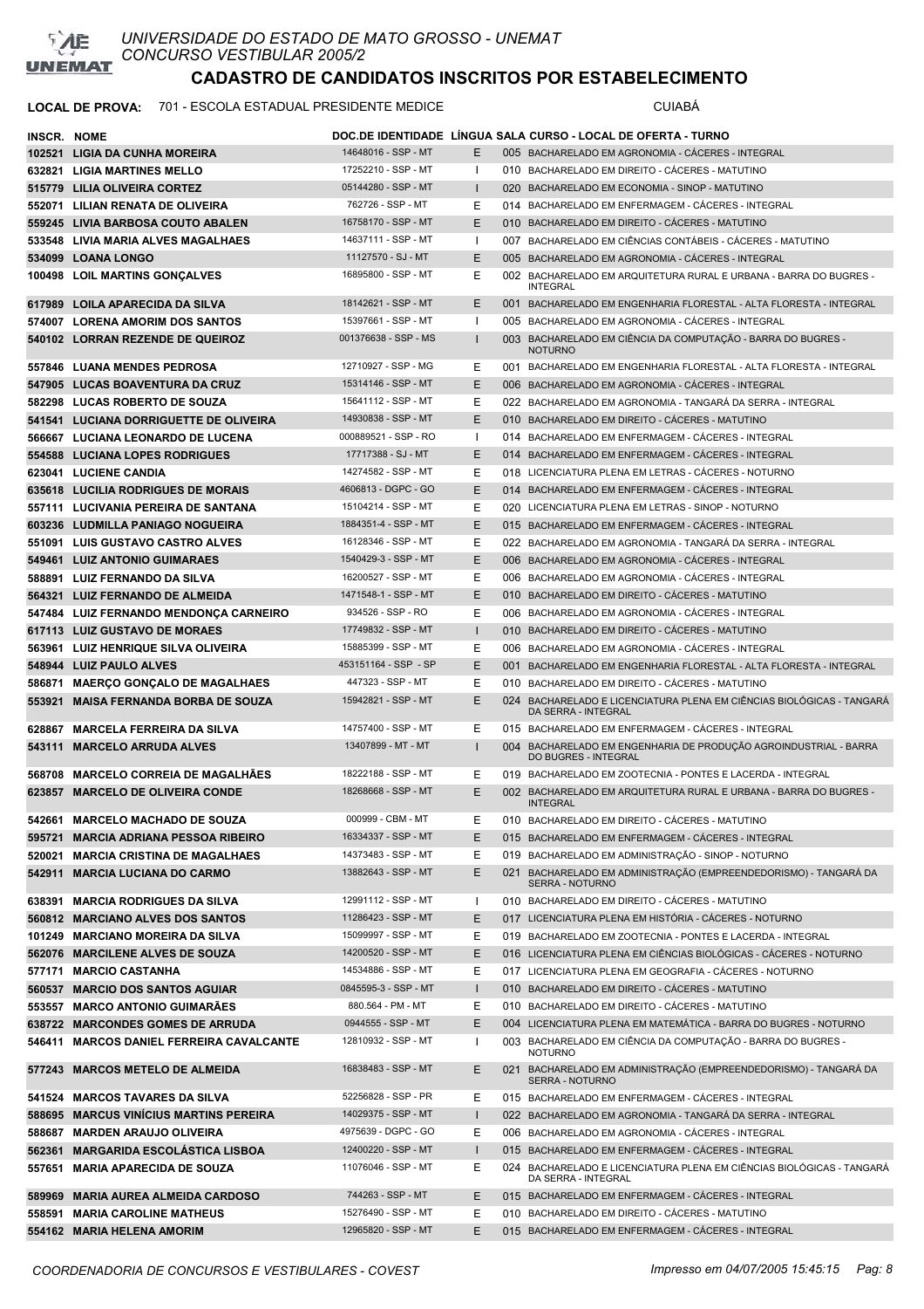UNIVERSIDADE DO ESTADO DE MATO GROSSO - UNEMAT
CONCURSO VESTIBULAR 2005/2

# CADASTRO DE CANDIDATOS INSCRITOS POR ESTABELECIMENTO

**LOCAL DE PROVA:** 701 - ESCOLA ESTADUAL PRESIDENTE MEDICE — CUIABÁ

| INSCR. | NOME | DOC.DE IDENTIDADE | LÍNGUA | SALA | CURSO - LOCAL DE OFERTA - TURNO |
|---|---|---|---|---|---|
| 102521 | LIGIA DA CUNHA MOREIRA | 14648016 - SSP - MT | E | 005 | BACHARELADO EM AGRONOMIA - CÁCERES - INTEGRAL |
| 632821 | LIGIA MARTINES MELLO | 17252210 - SSP - MT | I | 010 | BACHARELADO EM DIREITO - CÁCERES - MATUTINO |
| 515779 | LILIA OLIVEIRA CORTEZ | 05144280 - SSP - MT | I | 020 | BACHARELADO EM ECONOMIA - SINOP - MATUTINO |
| 552071 | LILIAN RENATA DE OLIVEIRA | 762726 - SSP - MT | E | 014 | BACHARELADO EM ENFERMAGEM - CÁCERES - INTEGRAL |
| 559245 | LIVIA BARBOSA COUTO ABALEN | 16758170 - SSP - MT | E | 010 | BACHARELADO EM DIREITO - CÁCERES - MATUTINO |
| 533548 | LIVIA MARIA ALVES MAGALHAES | 14637111 - SSP - MT | I | 007 | BACHARELADO EM CIÊNCIAS CONTÁBEIS - CÁCERES - MATUTINO |
| 534099 | LOANA LONGO | 11127570 - SJ - MT | E | 005 | BACHARELADO EM AGRONOMIA - CÁCERES - INTEGRAL |
| 100498 | LOIL MARTINS GONÇALVES | 16895800 - SSP - MT | E | 002 | BACHARELADO EM ARQUITETURA RURAL E URBANA - BARRA DO BUGRES - INTEGRAL |
| 617989 | LOILA APARECIDA DA SILVA | 18142621 - SSP - MT | E | 001 | BACHARELADO EM ENGENHARIA FLORESTAL - ALTA FLORESTA - INTEGRAL |
| 574007 | LORENA AMORIM DOS SANTOS | 15397661 - SSP - MT | I | 005 | BACHARELADO EM AGRONOMIA - CÁCERES - INTEGRAL |
| 540102 | LORRAN REZENDE DE QUEIROZ | 001376638 - SSP - MS | I | 003 | BACHARELADO EM CIÊNCIA DA COMPUTAÇÃO - BARRA DO BUGRES - NOTURNO |
| 557846 | LUANA MENDES PEDROSA | 12710927 - SSP - MG | E | 001 | BACHARELADO EM ENGENHARIA FLORESTAL - ALTA FLORESTA - INTEGRAL |
| 547905 | LUCAS BOAVENTURA DA CRUZ | 15314146 - SSP - MT | E | 006 | BACHARELADO EM AGRONOMIA - CÁCERES - INTEGRAL |
| 582298 | LUCAS ROBERTO DE SOUZA | 15641112 - SSP - MT | E | 022 | BACHARELADO EM AGRONOMIA - TANGARÁ DA SERRA - INTEGRAL |
| 541541 | LUCIANA DORRIGUETTE DE OLIVEIRA | 14930838 - SSP - MT | E | 010 | BACHARELADO EM DIREITO - CÁCERES - MATUTINO |
| 566667 | LUCIANA LEONARDO DE LUCENA | 000889521 - SSP - RO | I | 014 | BACHARELADO EM ENFERMAGEM - CÁCERES - INTEGRAL |
| 554588 | LUCIANA LOPES RODRIGUES | 17717388 - SJ - MT | E | 014 | BACHARELADO EM ENFERMAGEM - CÁCERES - INTEGRAL |
| 623041 | LUCIENE CANDIA | 14274582 - SSP - MT | E | 018 | LICENCIATURA PLENA EM LETRAS - CÁCERES - NOTURNO |
| 635618 | LUCILIA RODRIGUES DE MORAIS | 4606813 - DGPC - GO | E | 014 | BACHARELADO EM ENFERMAGEM - CÁCERES - INTEGRAL |
| 557111 | LUCIVANIA PEREIRA DE SANTANA | 15104214 - SSP - MT | E | 020 | LICENCIATURA PLENA EM LETRAS - SINOP - NOTURNO |
| 603236 | LUDMILLA PANIAGO NOGUEIRA | 1884351-4 - SSP - MT | E | 015 | BACHARELADO EM ENFERMAGEM - CÁCERES - INTEGRAL |
| 551091 | LUIS GUSTAVO CASTRO ALVES | 16128346 - SSP - MT | E | 022 | BACHARELADO EM AGRONOMIA - TANGARÁ DA SERRA - INTEGRAL |
| 549461 | LUIZ ANTONIO GUIMARAES | 1540429-3 - SSP - MT | E | 006 | BACHARELADO EM AGRONOMIA - CÁCERES - INTEGRAL |
| 588891 | LUIZ FERNANDO DA SILVA | 16200527 - SSP - MT | E | 006 | BACHARELADO EM AGRONOMIA - CÁCERES - INTEGRAL |
| 564321 | LUIZ FERNANDO DE ALMEIDA | 1471548-1 - SSP - MT | E | 010 | BACHARELADO EM DIREITO - CÁCERES - MATUTINO |
| 547484 | LUIZ FERNANDO MENDONÇA CARNEIRO | 934526 - SSP - RO | E | 006 | BACHARELADO EM AGRONOMIA - CÁCERES - INTEGRAL |
| 617113 | LUIZ GUSTAVO DE MORAES | 17749832 - SSP - MT | I | 010 | BACHARELADO EM DIREITO - CÁCERES - MATUTINO |
| 563961 | LUIZ HENRIQUE SILVA OLIVEIRA | 15885399 - SSP - MT | E | 006 | BACHARELADO EM AGRONOMIA - CÁCERES - INTEGRAL |
| 548944 | LUIZ PAULO ALVES | 453151164 - SSP - SP | E | 001 | BACHARELADO EM ENGENHARIA FLORESTAL - ALTA FLORESTA - INTEGRAL |
| 586871 | MAERÇO GONÇALO DE MAGALHAES | 447323 - SSP - MT | E | 010 | BACHARELADO EM DIREITO - CÁCERES - MATUTINO |
| 553921 | MAISA FERNANDA BORBA DE SOUZA | 15942821 - SSP - MT | E | 024 | BACHARELADO E LICENCIATURA PLENA EM CIÊNCIAS BIOLÓGICAS - TANGARÁ DA SERRA - INTEGRAL |
| 628867 | MARCELA FERREIRA DA SILVA | 14757400 - SSP - MT | E | 015 | BACHARELADO EM ENFERMAGEM - CÁCERES - INTEGRAL |
| 543111 | MARCELO ARRUDA ALVES | 13407899 - MT - MT | I | 004 | BACHARELADO EM ENGENHARIA DE PRODUÇÃO AGROINDUSTRIAL - BARRA DO BUGRES - INTEGRAL |
| 568708 | MARCELO CORREIA DE MAGALHÃES | 18222188 - SSP - MT | E | 019 | BACHARELADO EM ZOOTECNIA - PONTES E LACERDA - INTEGRAL |
| 623857 | MARCELO DE OLIVEIRA CONDE | 18268668 - SSP - MT | E | 002 | BACHARELADO EM ARQUITETURA RURAL E URBANA - BARRA DO BUGRES - INTEGRAL |
| 542661 | MARCELO MACHADO DE SOUZA | 000999 - CBM - MT | E | 010 | BACHARELADO EM DIREITO - CÁCERES - MATUTINO |
| 595721 | MARCIA ADRIANA PESSOA RIBEIRO | 16334337 - SSP - MT | E | 015 | BACHARELADO EM ENFERMAGEM - CÁCERES - INTEGRAL |
| 520021 | MARCIA CRISTINA DE MAGALHAES | 14373483 - SSP - MT | E | 019 | BACHARELADO EM ADMINISTRAÇÃO - SINOP - NOTURNO |
| 542911 | MARCIA LUCIANA DO CARMO | 13882643 - SSP - MT | E | 021 | BACHARELADO EM ADMINISTRAÇÃO (EMPREENDEDORISMO) - TANGARÁ DA SERRA - NOTURNO |
| 638391 | MARCIA RODRIGUES DA SILVA | 12991112 - SSP - MT | I | 010 | BACHARELADO EM DIREITO - CÁCERES - MATUTINO |
| 560812 | MARCIANO ALVES DOS SANTOS | 11286423 - SSP - MT | E | 017 | LICENCIATURA PLENA EM HISTÓRIA - CÁCERES - NOTURNO |
| 101249 | MARCIANO MOREIRA DA SILVA | 15099997 - SSP - MT | E | 019 | BACHARELADO EM ZOOTECNIA - PONTES E LACERDA - INTEGRAL |
| 562076 | MARCILENE ALVES DE SOUZA | 14200520 - SSP - MT | E | 016 | LICENCIATURA PLENA EM CIÊNCIAS BIOLÓGICAS - CÁCERES - NOTURNO |
| 577171 | MARCIO CASTANHA | 14534886 - SSP - MT | E | 017 | LICENCIATURA PLENA EM GEOGRAFIA - CÁCERES - NOTURNO |
| 560537 | MARCIO DOS SANTOS AGUIAR | 0845595-3 - SSP - MT | I | 010 | BACHARELADO EM DIREITO - CÁCERES - MATUTINO |
| 553557 | MARCO ANTONIO GUIMARÃES | 880.564 - PM - MT | E | 010 | BACHARELADO EM DIREITO - CÁCERES - MATUTINO |
| 638722 | MARCONDES GOMES DE ARRUDA | 0944555 - SSP - MT | E | 004 | LICENCIATURA PLENA EM MATEMÁTICA - BARRA DO BUGRES - NOTURNO |
| 546411 | MARCOS DANIEL FERREIRA CAVALCANTE | 12810932 - SSP - MT | I | 003 | BACHARELADO EM CIÊNCIA DA COMPUTAÇÃO - BARRA DO BUGRES - NOTURNO |
| 577243 | MARCOS METELO DE ALMEIDA | 16838483 - SSP - MT | E | 021 | BACHARELADO EM ADMINISTRAÇÃO (EMPREENDEDORISMO) - TANGARÁ DA SERRA - NOTURNO |
| 541524 | MARCOS TAVARES DA SILVA | 52256828 - SSP - PR | E | 015 | BACHARELADO EM ENFERMAGEM - CÁCERES - INTEGRAL |
| 588695 | MARCUS VINÍCIUS MARTINS PEREIRA | 14029375 - SSP - MT | I | 022 | BACHARELADO EM AGRONOMIA - TANGARÁ DA SERRA - INTEGRAL |
| 588687 | MARDEN ARAUJO OLIVEIRA | 4975639 - DGPC - GO | E | 006 | BACHARELADO EM AGRONOMIA - CÁCERES - INTEGRAL |
| 562361 | MARGARIDA ESCOLÁSTICA LISBOA | 12400220 - SSP - MT | I | 015 | BACHARELADO EM ENFERMAGEM - CÁCERES - INTEGRAL |
| 557651 | MARIA APARECIDA DE SOUZA | 11076046 - SSP - MT | E | 024 | BACHARELADO E LICENCIATURA PLENA EM CIÊNCIAS BIOLÓGICAS - TANGARÁ DA SERRA - INTEGRAL |
| 589969 | MARIA AUREA ALMEIDA CARDOSO | 744263 - SSP - MT | E | 015 | BACHARELADO EM ENFERMAGEM - CÁCERES - INTEGRAL |
| 558591 | MARIA CAROLINE MATHEUS | 15276490 - SSP - MT | E | 010 | BACHARELADO EM DIREITO - CÁCERES - MATUTINO |
| 554162 | MARIA HELENA AMORIM | 12965820 - SSP - MT | E | 015 | BACHARELADO EM ENFERMAGEM - CÁCERES - INTEGRAL |

COORDENADORIA DE CONCURSOS E VESTIBULARES - COVEST — Impresso em 04/07/2005 15:45:15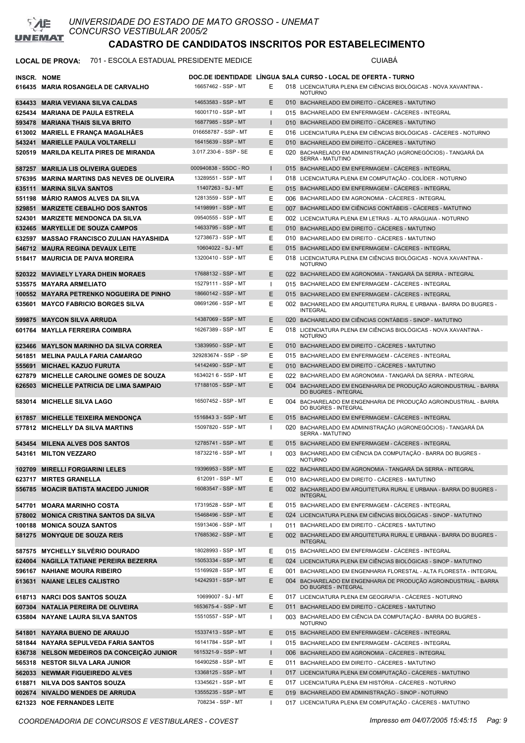UNIVERSIDADE DO ESTADO DE MATO GROSSO - UNEMAT
CONCURSO VESTIBULAR 2005/2

# CADASTRO DE CANDIDATOS INSCRITOS POR ESTABELECIMENTO

**LOCAL DE PROVA:** 701 - ESCOLA ESTADUAL PRESIDENTE MEDICE — CUIABÁ

| INSCR. | NOME | DOC.DE IDENTIDADE | LÍNGUA | SALA | CURSO - LOCAL DE OFERTA - TURNO |
|---|---|---|---|---|---|
| 616435 | MARIA ROSANGELA DE CARVALHO | 16657462 - SSP - MT | E | 018 | LICENCIATURA PLENA EM CIÊNCIAS BIOLÓGICAS - NOVA XAVANTINA - NOTURNO |
| 634433 | MARIA VEVIANA SILVA CALDAS | 14653583 - SSP - MT | E | 010 | BACHARELADO EM DIREITO - CÁCERES - MATUTINO |
| 625434 | MARIANA DE PAULA ESTRELA | 16001710 - SSP - MT | I | 015 | BACHARELADO EM ENFERMAGEM - CÁCERES - INTEGRAL |
| 593478 | MARIANA THAIS SILVA BRITO | 16877985 - SSP - MT | I | 010 | BACHARELADO EM DIREITO - CÁCERES - MATUTINO |
| 613002 | MARIELL E FRANÇA MAGALHÃES | 016658787 - SSP - MT | E | 016 | LICENCIATURA PLENA EM CIÊNCIAS BIOLÓGICAS - CÁCERES - NOTURNO |
| 543241 | MARIELLE PAULA VOLTARELLI | 16415639 - SSP - MT | E | 010 | BACHARELADO EM DIREITO - CÁCERES - MATUTINO |
| 520519 | MARILDA KELITA PIRES DE MIRANDA | 3.017.230-6 - SSP - SE | E | 020 | BACHARELADO EM ADMINISTRAÇÃO (AGRONEGÓCIOS) - TANGARÁ DA SERRA - MATUTINO |
| 587257 | MARILIA LIS OLIVEIRA GUEDES | 000940838 - SSDC - RO | I | 015 | BACHARELADO EM ENFERMAGEM - CÁCERES - INTEGRAL |
| 576395 | MARINA MARTINS DAS NEVES DE OLIVEIRA | 13289551 - SSP - MT | I | 018 | LICENCIATURA PLENA EM COMPUTAÇÃO - COLÍDER - NOTURNO |
| 635111 | MARINA SILVA SANTOS | 11407263 - SJ - MT | E | 015 | BACHARELADO EM ENFERMAGEM - CÁCERES - INTEGRAL |
| 551198 | MÁRIO RAMOS ALVES DA SILVA | 12813559 - SSP - MT | E | 006 | BACHARELADO EM AGRONOMIA - CÁCERES - INTEGRAL |
| 529851 | MARIZETE CEBALHO DOS SANTOS | 14198991 - SSP - MT | E | 007 | BACHARELADO EM CIÊNCIAS CONTÁBEIS - CÁCERES - MATUTINO |
| 524301 | MARIZETE MENDONCA DA SILVA | 09540555 - SSP - MT | E | 002 | LICENCIATURA PLENA EM LETRAS - ALTO ARAGUAIA - NOTURNO |
| 632465 | MARYELLE DE SOUZA CAMPOS | 14633795 - SSP - MT | E | 010 | BACHARELADO EM DIREITO - CÁCERES - MATUTINO |
| 632597 | MASSAO FRANCISCO ZULIAN HAYASHIDA | 12738673 - SSP - MT | E | 010 | BACHARELADO EM DIREITO - CÁCERES - MATUTINO |
| 546712 | MAURA REGINA DEVAUX LEITE | 10604022 - SJ - MT | E | 015 | BACHARELADO EM ENFERMAGEM - CÁCERES - INTEGRAL |
| 518417 | MAURICIA DE PAIVA MOREIRA | 13200410 - SSP - MT | E | 018 | LICENCIATURA PLENA EM CIÊNCIAS BIOLÓGICAS - NOVA XAVANTINA - NOTURNO |
| 520322 | MAVIAELY LYARA DHEIN MORAES | 17688132 - SSP - MT | E | 022 | BACHARELADO EM AGRONOMIA - TANGARÁ DA SERRA - INTEGRAL |
| 535575 | MAYARA ARMELIATO | 15279111 - SSP - MT | I | 015 | BACHARELADO EM ENFERMAGEM - CÁCERES - INTEGRAL |
| 100552 | MAYARA PETRENKO NOGUEIRA DE PINHO | 18660142 - SSP - MT | E | 015 | BACHARELADO EM ENFERMAGEM - CÁCERES - INTEGRAL |
| 635601 | MAYCO FABRICIO BORGES SILVA | 08691266 - SSP - MT | E | 002 | BACHARELADO EM ARQUITETURA RURAL E URBANA - BARRA DO BUGRES - INTEGRAL |
| 599875 | MAYCON SILVA ARRUDA | 14387069 - SSP - MT | E | 020 | BACHARELADO EM CIÊNCIAS CONTÁBEIS - SINOP - MATUTINO |
| 601764 | MAYLLA FERREIRA COIMBRA | 16267389 - SSP - MT | E | 018 | LICENCIATURA PLENA EM CIÊNCIAS BIOLÓGICAS - NOVA XAVANTINA - NOTURNO |
| 623466 | MAYLSON MARINHO DA SILVA CORREA | 13839950 - SSP - MT | E | 010 | BACHARELADO EM DIREITO - CÁCERES - MATUTINO |
| 561851 | MELINA PAULA FARIA CAMARGO | 329283674 - SSP - SP | E | 015 | BACHARELADO EM ENFERMAGEM - CÁCERES - INTEGRAL |
| 555691 | MICHAEL KAZUO FURUTA | 14142490 - SSP - MT | E | 010 | BACHARELADO EM DIREITO - CÁCERES - MATUTINO |
| 627879 | MICHELLE CAROLINE GOMES DE SOUZA | 1634021 6 - SSP - MT | E | 022 | BACHARELADO EM AGRONOMIA - TANGARÁ DA SERRA - INTEGRAL |
| 626503 | MICHELLE PATRICIA DE LIMA SAMPAIO | 17188105 - SSP - MT | E | 004 | BACHARELADO EM ENGENHARIA DE PRODUÇÃO AGROINDUSTRIAL - BARRA DO BUGRES - INTEGRAL |
| 583014 | MICHELLE SILVA LAGO | 16507452 - SSP - MT | E | 004 | BACHARELADO EM ENGENHARIA DE PRODUÇÃO AGROINDUSTRIAL - BARRA DO BUGRES - INTEGRAL |
| 617857 | MICHELLE TEIXEIRA MENDONÇA | 1516843 3 - SSP - MT | E | 015 | BACHARELADO EM ENFERMAGEM - CÁCERES - INTEGRAL |
| 577812 | MICHELLY DA SILVA MARTINS | 15097820 - SSP - MT | I | 020 | BACHARELADO EM ADMINISTRAÇÃO (AGRONEGÓCIOS) - TANGARÁ DA SERRA - MATUTINO |
| 543454 | MILENA ALVES DOS SANTOS | 12785741 - SSP - MT | E | 015 | BACHARELADO EM ENFERMAGEM - CÁCERES - INTEGRAL |
| 543161 | MILTON VEZZARO | 18732216 - SSP - MT | I | 003 | BACHARELADO EM CIÊNCIA DA COMPUTAÇÃO - BARRA DO BUGRES - NOTURNO |
| 102709 | MIRELLI FORGIARINI LELES | 19396953 - SSP - MT | E | 022 | BACHARELADO EM AGRONOMIA - TANGARÁ DA SERRA - INTEGRAL |
| 623717 | MIRTES GRANELLA | 612091 - SSP - MT | E | 010 | BACHARELADO EM DIREITO - CÁCERES - MATUTINO |
| 556785 | MOACIR BATISTA MACEDO JUNIOR | 16083547 - SSP - MT | E | 002 | BACHARELADO EM ARQUITETURA RURAL E URBANA - BARRA DO BUGRES - INTEGRAL |
| 547701 | MOARA MARINHO COSTA | 17319528 - SSP - MT | E | 015 | BACHARELADO EM ENFERMAGEM - CÁCERES - INTEGRAL |
| 578002 | MONICA CRISTINA SANTOS DA SILVA | 15468496 - SSP - MT | E | 024 | LICENCIATURA PLENA EM CIÊNCIAS BIOLÓGICAS - SINOP - MATUTINO |
| 100188 | MONICA SOUZA SANTOS | 15913406 - SSP - MT | I | 011 | BACHARELADO EM DIREITO - CÁCERES - MATUTINO |
| 581275 | MONYQUE DE SOUZA REIS | 17685362 - SSP - MT | E | 002 | BACHARELADO EM ARQUITETURA RURAL E URBANA - BARRA DO BUGRES - INTEGRAL |
| 587575 | MYCHELLY SILVÉRIO DOURADO | 18028993 - SSP - MT | E | 015 | BACHARELADO EM ENFERMAGEM - CÁCERES - INTEGRAL |
| 624004 | NAGILLA TATIANE PEREIRA BEZERRA | 15053334 - SSP - MT | E | 024 | LICENCIATURA PLENA EM CIÊNCIAS BIOLÓGICAS - SINOP - MATUTINO |
| 596167 | NAHIANE MOURA RIBEIRO | 15169928 - SSP - MT | E | 001 | BACHARELADO EM ENGENHARIA FLORESTAL - ALTA FLORESTA - INTEGRAL |
| 613631 | NAIANE LELES CALISTRO | 14242931 - SSP - MT | E | 004 | BACHARELADO EM ENGENHARIA DE PRODUÇÃO AGROINDUSTRIAL - BARRA DO BUGRES - INTEGRAL |
| 618713 | NARCI DOS SANTOS SOUZA | 10699007 - SJ - MT | E | 017 | LICENCIATURA PLENA EM GEOGRAFIA - CÁCERES - NOTURNO |
| 607304 | NATALIA PEREIRA DE OLIVEIRA | 1653675-4 - SSP - MT | E | 011 | BACHARELADO EM DIREITO - CÁCERES - MATUTINO |
| 635804 | NAYANE LAURA SILVA SANTOS | 15510557 - SSP - MT | I | 003 | BACHARELADO EM CIÊNCIA DA COMPUTAÇÃO - BARRA DO BUGRES - NOTURNO |
| 541801 | NAYARA BUENO DE ARAUJO | 15337413 - SSP - MT | E | 015 | BACHARELADO EM ENFERMAGEM - CÁCERES - INTEGRAL |
| 581844 | NAYARA SEPULVEDA FARIA SANTOS | 16141784 - SSP - MT | I | 015 | BACHARELADO EM ENFERMAGEM - CÁCERES - INTEGRAL |
| 636738 | NELSON MEDEIROS DA CONCEIÇÃO JUNIOR | 1615321-9 - SSP - MT | I | 006 | BACHARELADO EM AGRONOMIA - CÁCERES - INTEGRAL |
| 565318 | NESTOR SILVA LARA JUNIOR | 16490258 - SSP - MT | E | 011 | BACHARELADO EM DIREITO - CÁCERES - MATUTINO |
| 562033 | NEWMAR FIGUEIREDO ALVES | 13368125 - SSP - MT | I | 017 | LICENCIATURA PLENA EM COMPUTAÇÃO - CÁCERES - MATUTINO |
| 618871 | NILVA DOS SANTOS SOUZA | 13345621 - SSP - MT | E | 017 | LICENCIATURA PLENA EM HISTÓRIA - CÁCERES - NOTURNO |
| 002674 | NIVALDO MENDES DE ARRUDA | 13555235 - SSP - MT | E | 019 | BACHARELADO EM ADMINISTRAÇÃO - SINOP - NOTURNO |
| 621323 | NOE FERNANDES LEITE | 708234 - SSP - MT | I | 017 | LICENCIATURA PLENA EM COMPUTAÇÃO - CÁCERES - MATUTINO |

COORDENADORIA DE CONCURSOS E VESTIBULARES - COVEST — Impresso em 04/07/2005 15:45:15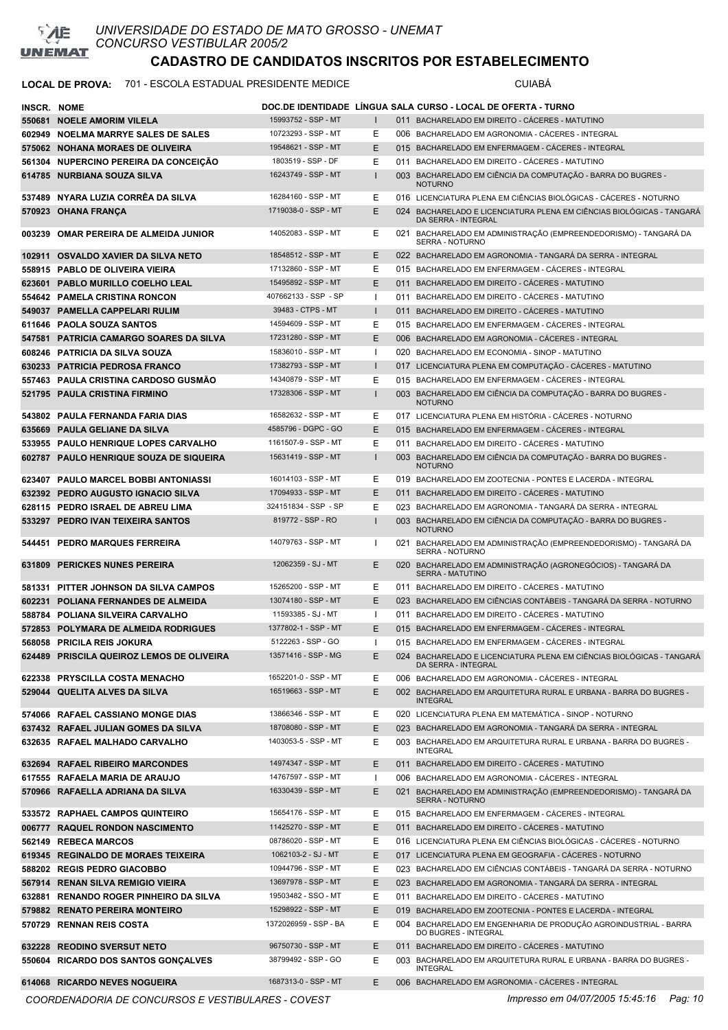UNIVERSIDADE DO ESTADO DE MATO GROSSO - UNEMAT
CONCURSO VESTIBULAR 2005/2

# CADASTRO DE CANDIDATOS INSCRITOS POR ESTABELECIMENTO

**LOCAL DE PROVA:** 701 - ESCOLA ESTADUAL PRESIDENTE MEDICE — CUIABÁ

| INSCR. | NOME | DOC.DE IDENTIDADE | LÍNGUA | SALA | CURSO - LOCAL DE OFERTA - TURNO |
|---|---|---|---|---|---|
| 550681 | NOELE AMORIM VILELA | 15993752 - SSP - MT | I | 011 | BACHARELADO EM DIREITO - CÁCERES - MATUTINO |
| 602949 | NOELMA MARRYE SALES DE SALES | 10723293 - SSP - MT | E | 006 | BACHARELADO EM AGRONOMIA - CÁCERES - INTEGRAL |
| 575062 | NOHANA MORAES DE OLIVEIRA | 19548621 - SSP - MT | E | 015 | BACHARELADO EM ENFERMAGEM - CÁCERES - INTEGRAL |
| 561304 | NUPERCINO PEREIRA DA CONCEIÇÃO | 1803519 - SSP - DF | E | 011 | BACHARELADO EM DIREITO - CÁCERES - MATUTINO |
| 614785 | NURBIANA SOUZA SILVA | 16243749 - SSP - MT | I | 003 | BACHARELADO EM CIÊNCIA DA COMPUTAÇÃO - BARRA DO BUGRES - NOTURNO |
| 537489 | NYARA LUZIA CORRÊA DA SILVA | 16284160 - SSP - MT | E | 016 | LICENCIATURA PLENA EM CIÊNCIAS BIOLÓGICAS - CÁCERES - NOTURNO |
| 570923 | OHANA FRANÇA | 1719038-0 - SSP - MT | E | 024 | BACHARELADO E LICENCIATURA PLENA EM CIÊNCIAS BIOLÓGICAS - TANGARÁ DA SERRA - INTEGRAL |
| 003239 | OMAR PEREIRA DE ALMEIDA JUNIOR | 14052083 - SSP - MT | E | 021 | BACHARELADO EM ADMINISTRAÇÃO (EMPREENDEDORISMO) - TANGARÁ DA SERRA - NOTURNO |
| 102911 | OSVALDO XAVIER DA SILVA NETO | 18548512 - SSP - MT | E | 022 | BACHARELADO EM AGRONOMIA - TANGARÁ DA SERRA - INTEGRAL |
| 558915 | PABLO DE OLIVEIRA VIEIRA | 17132860 - SSP - MT | E | 015 | BACHARELADO EM ENFERMAGEM - CÁCERES - INTEGRAL |
| 623601 | PABLO MURILLO COELHO LEAL | 15495892 - SSP - MT | E | 011 | BACHARELADO EM DIREITO - CÁCERES - MATUTINO |
| 554642 | PAMELA CRISTINA RONCON | 407662133 - SSP - SP | I | 011 | BACHARELADO EM DIREITO - CÁCERES - MATUTINO |
| 549037 | PAMELLA CAPPELARI RULIM | 39483 - CTPS - MT | I | 011 | BACHARELADO EM DIREITO - CÁCERES - MATUTINO |
| 611646 | PAOLA SOUZA SANTOS | 14594609 - SSP - MT | E | 015 | BACHARELADO EM ENFERMAGEM - CÁCERES - INTEGRAL |
| 547581 | PATRICIA CAMARGO SOARES DA SILVA | 17231280 - SSP - MT | E | 006 | BACHARELADO EM AGRONOMIA - CÁCERES - INTEGRAL |
| 608246 | PATRICIA DA SILVA SOUZA | 15836010 - SSP - MT | I | 020 | BACHARELADO EM ECONOMIA - SINOP - MATUTINO |
| 630233 | PATRICIA PEDROSA FRANCO | 17382793 - SSP - MT | I | 017 | LICENCIATURA PLENA EM COMPUTAÇÃO - CÁCERES - MATUTINO |
| 557463 | PAULA CRISTINA CARDOSO GUSMÃO | 14340879 - SSP - MT | E | 015 | BACHARELADO EM ENFERMAGEM - CÁCERES - INTEGRAL |
| 521795 | PAULA CRISTINA FIRMINO | 17328306 - SSP - MT | I | 003 | BACHARELADO EM CIÊNCIA DA COMPUTAÇÃO - BARRA DO BUGRES - NOTURNO |
| 543802 | PAULA FERNANDA FARIA DIAS | 16582632 - SSP - MT | E | 017 | LICENCIATURA PLENA EM HISTÓRIA - CÁCERES - NOTURNO |
| 635669 | PAULA GELIANE DA SILVA | 4585796 - DGPC - GO | E | 015 | BACHARELADO EM ENFERMAGEM - CÁCERES - INTEGRAL |
| 533955 | PAULO HENRIQUE LOPES CARVALHO | 1161507-9 - SSP - MT | E | 011 | BACHARELADO EM DIREITO - CÁCERES - MATUTINO |
| 602787 | PAULO HENRIQUE SOUZA DE SIQUEIRA | 15631419 - SSP - MT | I | 003 | BACHARELADO EM CIÊNCIA DA COMPUTAÇÃO - BARRA DO BUGRES - NOTURNO |
| 623407 | PAULO MARCEL BOBBI ANTONIASSI | 16014103 - SSP - MT | E | 019 | BACHARELADO EM ZOOTECNIA - PONTES E LACERDA - INTEGRAL |
| 632392 | PEDRO AUGUSTO IGNACIO SILVA | 17094933 - SSP - MT | E | 011 | BACHARELADO EM DIREITO - CÁCERES - MATUTINO |
| 628115 | PEDRO ISRAEL DE ABREU LIMA | 324151834 - SSP - SP | E | 023 | BACHARELADO EM AGRONOMIA - TANGARÁ DA SERRA - INTEGRAL |
| 533297 | PEDRO IVAN TEIXEIRA SANTOS | 819772 - SSP - RO | I | 003 | BACHARELADO EM CIÊNCIA DA COMPUTAÇÃO - BARRA DO BUGRES - NOTURNO |
| 544451 | PEDRO MARQUES FERREIRA | 14079763 - SSP - MT | I | 021 | BACHARELADO EM ADMINISTRAÇÃO (EMPREENDEDORISMO) - TANGARÁ DA SERRA - NOTURNO |
| 631809 | PERICKES NUNES PEREIRA | 12062359 - SJ - MT | E | 020 | BACHARELADO EM ADMINISTRAÇÃO (AGRONEGÓCIOS) - TANGARÁ DA SERRA - MATUTINO |
| 581331 | PITTER JOHNSON DA SILVA CAMPOS | 15265200 - SSP - MT | E | 011 | BACHARELADO EM DIREITO - CÁCERES - MATUTINO |
| 602231 | POLIANA FERNANDES DE ALMEIDA | 13074180 - SSP - MT | E | 023 | BACHARELADO EM CIÊNCIAS CONTÁBEIS - TANGARÁ DA SERRA - NOTURNO |
| 588784 | POLIANA SILVEIRA CARVALHO | 11593385 - SJ - MT | I | 011 | BACHARELADO EM DIREITO - CÁCERES - MATUTINO |
| 572853 | POLYMARA DE ALMEIDA RODRIGUES | 1377802-1 - SSP - MT | E | 015 | BACHARELADO EM ENFERMAGEM - CÁCERES - INTEGRAL |
| 568058 | PRICILA REIS JOKURA | 5122263 - SSP - GO | I | 015 | BACHARELADO EM ENFERMAGEM - CÁCERES - INTEGRAL |
| 624489 | PRISCILLA QUEIROZ LEMOS DE OLIVEIRA | 13571416 - SSP - MG | E | 024 | BACHARELADO E LICENCIATURA PLENA EM CIÊNCIAS BIOLÓGICAS - TANGARÁ DA SERRA - INTEGRAL |
| 622338 | PRYSCILLA COSTA MENACHO | 1652201-0 - SSP - MT | E | 006 | BACHARELADO EM AGRONOMIA - CÁCERES - INTEGRAL |
| 529044 | QUELITA ALVES DA SILVA | 16519663 - SSP - MT | E | 002 | BACHARELADO EM ARQUITETURA RURAL E URBANA - BARRA DO BUGRES - INTEGRAL |
| 574066 | RAFAEL CASSIANO MONGE DIAS | 13866346 - SSP - MT | E | 020 | LICENCIATURA PLENA EM MATEMÁTICA - SINOP - NOTURNO |
| 637432 | RAFAEL JULIAN GOMES DA SILVA | 18708080 - SSP - MT | E | 023 | BACHARELADO EM AGRONOMIA - TANGARÁ DA SERRA - INTEGRAL |
| 632635 | RAFAEL MALHADO CARVALHO | 1403053-5 - SSP - MT | E | 003 | BACHARELADO EM ARQUITETURA RURAL E URBANA - BARRA DO BUGRES - INTEGRAL |
| 632694 | RAFAEL RIBEIRO MARCONDES | 14974347 - SSP - MT | E | 011 | BACHARELADO EM DIREITO - CÁCERES - MATUTINO |
| 617555 | RAFAELA MARIA DE ARAUJO | 14767597 - SSP - MT | I | 006 | BACHARELADO EM AGRONOMIA - CÁCERES - INTEGRAL |
| 570966 | RAFAELLA ADRIANA DA SILVA | 16330439 - SSP - MT | E | 021 | BACHARELADO EM ADMINISTRAÇÃO (EMPREENDEDORISMO) - TANGARÁ DA SERRA - NOTURNO |
| 533572 | RAPHAEL CAMPOS QUINTEIRO | 15654176 - SSP - MT | E | 015 | BACHARELADO EM ENFERMAGEM - CÁCERES - INTEGRAL |
| 006777 | RAQUEL RONDON NASCIMENTO | 11425270 - SSP - MT | E | 011 | BACHARELADO EM DIREITO - CÁCERES - MATUTINO |
| 562149 | REBECA MARCOS | 08786020 - SSP - MT | E | 016 | LICENCIATURA PLENA EM CIÊNCIAS BIOLÓGICAS - CÁCERES - NOTURNO |
| 619345 | REGINALDO DE MORAES TEIXEIRA | 1062103-2 - SJ - MT | E | 017 | LICENCIATURA PLENA EM GEOGRAFIA - CÁCERES - NOTURNO |
| 588202 | REGIS PEDRO GIACOBBO | 10944796 - SSP - MT | E | 023 | BACHARELADO EM CIÊNCIAS CONTÁBEIS - TANGARÁ DA SERRA - NOTURNO |
| 567914 | RENAN SILVA REMIGIO VIEIRA | 13697978 - SSP - MT | E | 023 | BACHARELADO EM AGRONOMIA - TANGARÁ DA SERRA - INTEGRAL |
| 632881 | RENANDO ROGER PINHEIRO DA SILVA | 19503482 - SSO - MT | E | 011 | BACHARELADO EM DIREITO - CÁCERES - MATUTINO |
| 579882 | RENATO PEREIRA MONTEIRO | 15298922 - SSP - MT | E | 019 | BACHARELADO EM ZOOTECNIA - PONTES E LACERDA - INTEGRAL |
| 570729 | RENNAN REIS COSTA | 1372026959 - SSP - BA | E | 004 | BACHARELADO EM ENGENHARIA DE PRODUÇÃO AGROINDUSTRIAL - BARRA DO BUGRES - INTEGRAL |
| 632228 | REODINO SVERSUT NETO | 96750730 - SSP - MT | E | 011 | BACHARELADO EM DIREITO - CÁCERES - MATUTINO |
| 550604 | RICARDO DOS SANTOS GONÇALVES | 38799492 - SSP - GO | E | 003 | BACHARELADO EM ARQUITETURA RURAL E URBANA - BARRA DO BUGRES - INTEGRAL |
| 614068 | RICARDO NEVES NOGUEIRA | 1687313-0 - SSP - MT | E | 006 | BACHARELADO EM AGRONOMIA - CÁCERES - INTEGRAL |

COORDENADORIA DE CONCURSOS E VESTIBULARES - COVEST — Impresso em 04/07/2005 15:45:16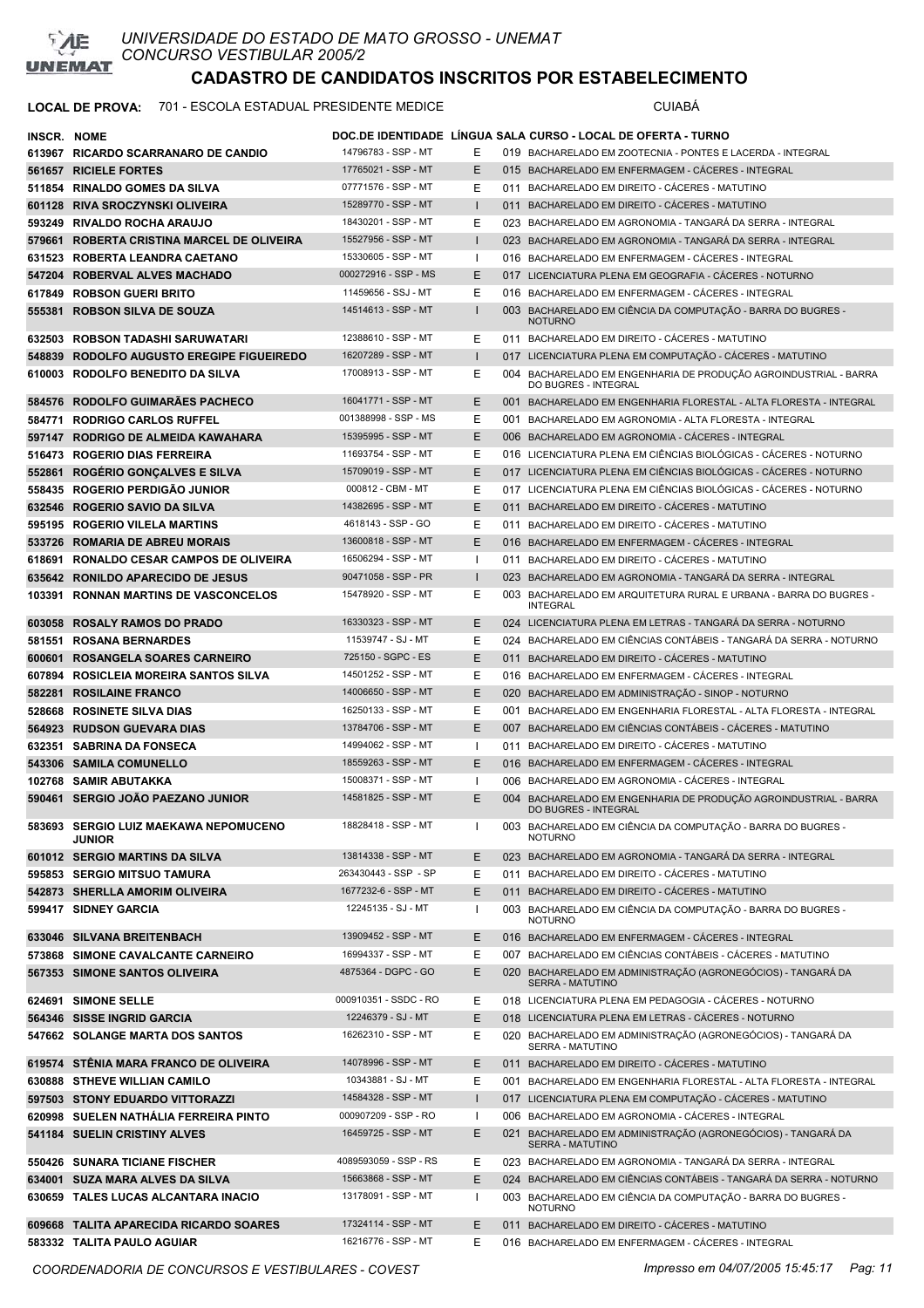# UNIVERSIDADE DO ESTADO DE MATO GROSSO - UNEMAT
CONCURSO VESTIBULAR 2005/2

## CADASTRO DE CANDIDATOS INSCRITOS POR ESTABELECIMENTO

**LOCAL DE PROVA:** 701 - ESCOLA ESTADUAL PRESIDENTE MEDICE — CUIABÁ

| INSCR. | NOME | DOC.DE IDENTIDADE | LÍNGUA | SALA | CURSO - LOCAL DE OFERTA - TURNO |
|---|---|---|---|---|---|
| 613967 | RICARDO SCARRANARO DE CANDIO | 14796783 - SSP - MT | E | 019 | BACHARELADO EM ZOOTECNIA - PONTES E LACERDA - INTEGRAL |
| 561657 | RICIELE FORTES | 17765021 - SSP - MT | E | 015 | BACHARELADO EM ENFERMAGEM - CÁCERES - INTEGRAL |
| 511854 | RINALDO GOMES DA SILVA | 07771576 - SSP - MT | E | 011 | BACHARELADO EM DIREITO - CÁCERES - MATUTINO |
| 601128 | RIVA SROCZYNSKI OLIVEIRA | 15289770 - SSP - MT | I | 011 | BACHARELADO EM DIREITO - CÁCERES - MATUTINO |
| 593249 | RIVALDO ROCHA ARAUJO | 18430201 - SSP - MT | E | 023 | BACHARELADO EM AGRONOMIA - TANGARÁ DA SERRA - INTEGRAL |
| 579661 | ROBERTA CRISTINA MARCEL DE OLIVEIRA | 15527956 - SSP - MT | I | 023 | BACHARELADO EM AGRONOMIA - TANGARÁ DA SERRA - INTEGRAL |
| 631523 | ROBERTA LEANDRA CAETANO | 15330605 - SSP - MT | I | 016 | BACHARELADO EM ENFERMAGEM - CÁCERES - INTEGRAL |
| 547204 | ROBERVAL ALVES MACHADO | 000272916 - SSP - MS | E | 017 | LICENCIATURA PLENA EM GEOGRAFIA - CÁCERES - NOTURNO |
| 617849 | ROBSON GUERI BRITO | 11459656 - SSJ - MT | E | 016 | BACHARELADO EM ENFERMAGEM - CÁCERES - INTEGRAL |
| 555381 | ROBSON SILVA DE SOUZA | 14514613 - SSP - MT | I | 003 | BACHARELADO EM CIÊNCIA DA COMPUTAÇÃO - BARRA DO BUGRES - NOTURNO |
| 632503 | ROBSON TADASHI SARUWATARI | 12388610 - SSP - MT | E | 011 | BACHARELADO EM DIREITO - CÁCERES - MATUTINO |
| 548839 | RODOLFO AUGUSTO EREGIPE FIGUEIREDO | 16207289 - SSP - MT | I | 017 | LICENCIATURA PLENA EM COMPUTAÇÃO - CÁCERES - MATUTINO |
| 610003 | RODOLFO BENEDITO DA SILVA | 17008913 - SSP - MT | E | 004 | BACHARELADO EM ENGENHARIA DE PRODUÇÃO AGROINDUSTRIAL - BARRA DO BUGRES - INTEGRAL |
| 584576 | RODOLFO GUIMARÃES PACHECO | 16041771 - SSP - MT | E | 001 | BACHARELADO EM ENGENHARIA FLORESTAL - ALTA FLORESTA - INTEGRAL |
| 584771 | RODRIGO CARLOS RUFFEL | 001388998 - SSP - MS | E | 001 | BACHARELADO EM AGRONOMIA - ALTA FLORESTA - INTEGRAL |
| 597147 | RODRIGO DE ALMEIDA KAWAHARA | 15395995 - SSP - MT | E | 006 | BACHARELADO EM AGRONOMIA - CÁCERES - INTEGRAL |
| 516473 | ROGERIO DIAS FERREIRA | 11693754 - SSP - MT | E | 016 | LICENCIATURA PLENA EM CIÊNCIAS BIOLÓGICAS - CÁCERES - NOTURNO |
| 552861 | ROGÉRIO GONÇALVES E SILVA | 15709019 - SSP - MT | E | 017 | LICENCIATURA PLENA EM CIÊNCIAS BIOLÓGICAS - CÁCERES - NOTURNO |
| 558435 | ROGERIO PERDIGÃO JUNIOR | 000812 - CBM - MT | E | 017 | LICENCIATURA PLENA EM CIÊNCIAS BIOLÓGICAS - CÁCERES - NOTURNO |
| 632546 | ROGERIO SAVIO DA SILVA | 14382695 - SSP - MT | E | 011 | BACHARELADO EM DIREITO - CÁCERES - MATUTINO |
| 595195 | ROGERIO VILELA MARTINS | 4618143 - SSP - GO | E | 011 | BACHARELADO EM DIREITO - CÁCERES - MATUTINO |
| 533726 | ROMARIA DE ABREU MORAIS | 13600818 - SSP - MT | E | 016 | BACHARELADO EM ENFERMAGEM - CÁCERES - INTEGRAL |
| 618691 | RONALDO CESAR CAMPOS DE OLIVEIRA | 16506294 - SSP - MT | I | 011 | BACHARELADO EM DIREITO - CÁCERES - MATUTINO |
| 635642 | RONILDO APARECIDO DE JESUS | 90471058 - SSP - PR | I | 023 | BACHARELADO EM AGRONOMIA - TANGARÁ DA SERRA - INTEGRAL |
| 103391 | RONNAN MARTINS DE VASCONCELOS | 15478920 - SSP - MT | E | 003 | BACHARELADO EM ARQUITETURA RURAL E URBANA - BARRA DO BUGRES - INTEGRAL |
| 603058 | ROSALY RAMOS DO PRADO | 16330323 - SSP - MT | E | 024 | LICENCIATURA PLENA EM LETRAS - TANGARÁ DA SERRA - NOTURNO |
| 581551 | ROSANA BERNARDES | 11539747 - SJ - MT | E | 024 | BACHARELADO EM CIÊNCIAS CONTÁBEIS - TANGARÁ DA SERRA - NOTURNO |
| 600601 | ROSANGELA SOARES CARNEIRO | 725150 - SGPC - ES | E | 011 | BACHARELADO EM DIREITO - CÁCERES - MATUTINO |
| 607894 | ROSICLEIA MOREIRA SANTOS SILVA | 14501252 - SSP - MT | E | 016 | BACHARELADO EM ENFERMAGEM - CÁCERES - INTEGRAL |
| 582281 | ROSILAINE FRANCO | 14006650 - SSP - MT | E | 020 | BACHARELADO EM ADMINISTRAÇÃO - SINOP - NOTURNO |
| 528668 | ROSINETE SILVA DIAS | 16250133 - SSP - MT | E | 001 | BACHARELADO EM ENGENHARIA FLORESTAL - ALTA FLORESTA - INTEGRAL |
| 564923 | RUDSON GUEVARA DIAS | 13784706 - SSP - MT | E | 007 | BACHARELADO EM CIÊNCIAS CONTÁBEIS - CÁCERES - MATUTINO |
| 632351 | SABRINA DA FONSECA | 14994062 - SSP - MT | I | 011 | BACHARELADO EM DIREITO - CÁCERES - MATUTINO |
| 543306 | SAMILA COMUNELLO | 18559263 - SSP - MT | E | 016 | BACHARELADO EM ENFERMAGEM - CÁCERES - INTEGRAL |
| 102768 | SAMIR ABUTAKKA | 15008371 - SSP - MT | I | 006 | BACHARELADO EM AGRONOMIA - CÁCERES - INTEGRAL |
| 590461 | SERGIO JOÃO PAEZANO JUNIOR | 14581825 - SSP - MT | E | 004 | BACHARELADO EM ENGENHARIA DE PRODUÇÃO AGROINDUSTRIAL - BARRA DO BUGRES - INTEGRAL |
| 583693 | SERGIO LUIZ MAEKAWA NEPOMUCENO JUNIOR | 18828418 - SSP - MT | I | 003 | BACHARELADO EM CIÊNCIA DA COMPUTAÇÃO - BARRA DO BUGRES - NOTURNO |
| 601012 | SERGIO MARTINS DA SILVA | 13814338 - SSP - MT | E | 023 | BACHARELADO EM AGRONOMIA - TANGARÁ DA SERRA - INTEGRAL |
| 595853 | SERGIO MITSUO TAMURA | 263430443 - SSP - SP | E | 011 | BACHARELADO EM DIREITO - CÁCERES - MATUTINO |
| 542873 | SHERLLA AMORIM OLIVEIRA | 1677232-6 - SSP - MT | E | 011 | BACHARELADO EM DIREITO - CÁCERES - MATUTINO |
| 599417 | SIDNEY GARCIA | 12245135 - SJ - MT | I | 003 | BACHARELADO EM CIÊNCIA DA COMPUTAÇÃO - BARRA DO BUGRES - NOTURNO |
| 633046 | SILVANA BREITENBACH | 13909452 - SSP - MT | E | 016 | BACHARELADO EM ENFERMAGEM - CÁCERES - INTEGRAL |
| 573868 | SIMONE CAVALCANTE CARNEIRO | 16994337 - SSP - MT | E | 007 | BACHARELADO EM CIÊNCIAS CONTÁBEIS - CÁCERES - MATUTINO |
| 567353 | SIMONE SANTOS OLIVEIRA | 4875364 - DGPC - GO | E | 020 | BACHARELADO EM ADMINISTRAÇÃO (AGRONEGÓCIOS) - TANGARÁ DA SERRA - MATUTINO |
| 624691 | SIMONE SELLE | 000910351 - SSDC - RO | E | 018 | LICENCIATURA PLENA EM PEDAGOGIA - CÁCERES - NOTURNO |
| 564346 | SISSE INGRID GARCIA | 12246379 - SJ - MT | E | 018 | LICENCIATURA PLENA EM LETRAS - CÁCERES - NOTURNO |
| 547662 | SOLANGE MARTA DOS SANTOS | 16262310 - SSP - MT | E | 020 | BACHARELADO EM ADMINISTRAÇÃO (AGRONEGÓCIOS) - TANGARÁ DA SERRA - MATUTINO |
| 619574 | STÊNIA MARA FRANCO DE OLIVEIRA | 14078996 - SSP - MT | E | 011 | BACHARELADO EM DIREITO - CÁCERES - MATUTINO |
| 630888 | STHEVE WILLIAN CAMILO | 10343881 - SJ - MT | E | 001 | BACHARELADO EM ENGENHARIA FLORESTAL - ALTA FLORESTA - INTEGRAL |
| 597503 | STONY EDUARDO VITTORAZZI | 14584328 - SSP - MT | I | 017 | LICENCIATURA PLENA EM COMPUTAÇÃO - CÁCERES - MATUTINO |
| 620998 | SUELEN NATHÁLIA FERREIRA PINTO | 000907209 - SSP - RO | I | 006 | BACHARELADO EM AGRONOMIA - CÁCERES - INTEGRAL |
| 541184 | SUELIN CRISTINY ALVES | 16459725 - SSP - MT | E | 021 | BACHARELADO EM ADMINISTRAÇÃO (AGRONEGÓCIOS) - TANGARÁ DA SERRA - MATUTINO |
| 550426 | SUNARA TICIANE FISCHER | 4089593059 - SSP - RS | E | 023 | BACHARELADO EM AGRONOMIA - TANGARÁ DA SERRA - INTEGRAL |
| 634001 | SUZA MARA ALVES DA SILVA | 15663868 - SSP - MT | E | 024 | BACHARELADO EM CIÊNCIAS CONTÁBEIS - TANGARÁ DA SERRA - NOTURNO |
| 630659 | TALES LUCAS ALCANTARA INACIO | 13178091 - SSP - MT | I | 003 | BACHARELADO EM CIÊNCIA DA COMPUTAÇÃO - BARRA DO BUGRES - NOTURNO |
| 609668 | TALITA APARECIDA RICARDO SOARES | 17324114 - SSP - MT | E | 011 | BACHARELADO EM DIREITO - CÁCERES - MATUTINO |
| 583332 | TALITA PAULO AGUIAR | 16216776 - SSP - MT | E | 016 | BACHARELADO EM ENFERMAGEM - CÁCERES - INTEGRAL |

*COORDENADORIA DE CONCURSOS E VESTIBULARES - COVEST* — *Impresso em 04/07/2005 15:45:17*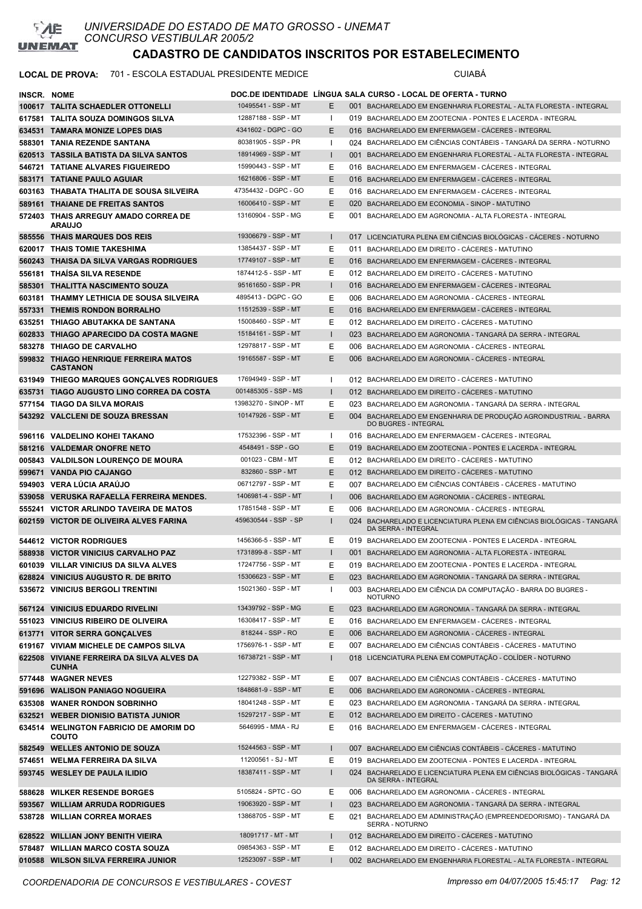# CADASTRO DE CANDIDATOS INSCRITOS POR ESTABELECIMENTO

UNIVERSIDADE DO ESTADO DE MATO GROSSO - UNEMAT
CONCURSO VESTIBULAR 2005/2

**LOCAL DE PROVA:** 701 - ESCOLA ESTADUAL PRESIDENTE MEDICE — CUIABÁ

| INSCR. | NOME | DOC.DE IDENTIDADE | LÍNGUA | SALA | CURSO - LOCAL DE OFERTA - TURNO |
|---|---|---|---|---|---|
| 100617 | TALITA SCHAEDLER OTTONELLI | 10495541 - SSP - MT | E | 001 | BACHARELADO EM ENGENHARIA FLORESTAL - ALTA FLORESTA - INTEGRAL |
| 617581 | TALITA SOUZA DOMINGOS SILVA | 12887188 - SSP - MT | I | 019 | BACHARELADO EM ZOOTECNIA - PONTES E LACERDA - INTEGRAL |
| 634531 | TAMARA MONIZE LOPES DIAS | 4341602 - DGPC - GO | E | 016 | BACHARELADO EM ENFERMAGEM - CÁCERES - INTEGRAL |
| 588301 | TANIA REZENDE SANTANA | 80381905 - SSP - PR | I | 024 | BACHARELADO EM CIÊNCIAS CONTÁBEIS - TANGARÁ DA SERRA - NOTURNO |
| 620513 | TASSILA BATISTA DA SILVA SANTOS | 18914969 - SSP - MT | I | 001 | BACHARELADO EM ENGENHARIA FLORESTAL - ALTA FLORESTA - INTEGRAL |
| 546721 | TATIANE ALVARES FIGUEIREDO | 15990443 - SSP - MT | E | 016 | BACHARELADO EM ENFERMAGEM - CÁCERES - INTEGRAL |
| 583171 | TATIANE PAULO AGUIAR | 16216806 - SSP - MT | E | 016 | BACHARELADO EM ENFERMAGEM - CÁCERES - INTEGRAL |
| 603163 | THABATA THALITA DE SOUSA SILVEIRA | 47354432 - DGPC - GO | E | 016 | BACHARELADO EM ENFERMAGEM - CÁCERES - INTEGRAL |
| 589161 | THAIANE DE FREITAS SANTOS | 16006410 - SSP - MT | E | 020 | BACHARELADO EM ECONOMIA - SINOP - MATUTINO |
| 572403 | THAIS ARREGUY AMADO CORREA DE ARAUJO | 13160904 - SSP - MG | E | 001 | BACHARELADO EM AGRONOMIA - ALTA FLORESTA - INTEGRAL |
| 585556 | THAIS MARQUES DOS REIS | 19306679 - SSP - MT | I | 017 | LICENCIATURA PLENA EM CIÊNCIAS BIOLÓGICAS - CÁCERES - NOTURNO |
| 620017 | THAIS TOMIE TAKESHIMA | 13854437 - SSP - MT | E | 011 | BACHARELADO EM DIREITO - CÁCERES - MATUTINO |
| 560243 | THAISA DA SILVA VARGAS RODRIGUES | 17749107 - SSP - MT | E | 016 | BACHARELADO EM ENFERMAGEM - CÁCERES - INTEGRAL |
| 556181 | THAÍSA SILVA RESENDE | 1874412-5 - SSP - MT | E | 012 | BACHARELADO EM DIREITO - CÁCERES - MATUTINO |
| 585301 | THALITTA NASCIMENTO SOUZA | 95161650 - SSP - PR | I | 016 | BACHARELADO EM ENFERMAGEM - CÁCERES - INTEGRAL |
| 603181 | THAMMY LETHICIA DE SOUSA SILVEIRA | 4895413 - DGPC - GO | E | 006 | BACHARELADO EM AGRONOMIA - CÁCERES - INTEGRAL |
| 557331 | THEMIS RONDON BORRALHO | 11512539 - SSP - MT | E | 016 | BACHARELADO EM ENFERMAGEM - CÁCERES - INTEGRAL |
| 635251 | THIAGO ABUTAKKA DE SANTANA | 15008460 - SSP - MT | E | 012 | BACHARELADO EM DIREITO - CÁCERES - MATUTINO |
| 602833 | THIAGO APARECIDO DA COSTA MAGNE | 15184161 - SSP - MT | I | 023 | BACHARELADO EM AGRONOMIA - TANGARÁ DA SERRA - INTEGRAL |
| 583278 | THIAGO DE CARVALHO | 12978817 - SSP - MT | E | 006 | BACHARELADO EM AGRONOMIA - CÁCERES - INTEGRAL |
| 599832 | THIAGO HENRIQUE FERREIRA MATOS CASTANON | 19165587 - SSP - MT | E | 006 | BACHARELADO EM AGRONOMIA - CÁCERES - INTEGRAL |
| 631949 | THIEGO MARQUES GONÇALVES RODRIGUES | 17694949 - SSP - MT | I | 012 | BACHARELADO EM DIREITO - CÁCERES - MATUTINO |
| 635731 | TIAGO AUGUSTO LINO CORREA DA COSTA | 001485305 - SSP - MS | I | 012 | BACHARELADO EM DIREITO - CÁCERES - MATUTINO |
| 577154 | TIAGO DA SILVA MORAIS | 13983270 - SINOP - MT | E | 023 | BACHARELADO EM AGRONOMIA - TANGARÁ DA SERRA - INTEGRAL |
| 543292 | VALCLENI DE SOUZA BRESSAN | 10147926 - SSP - MT | E | 004 | BACHARELADO EM ENGENHARIA DE PRODUÇÃO AGROINDUSTRIAL - BARRA DO BUGRES - INTEGRAL |
| 596116 | VALDELINO KOHEI TAKANO | 17532396 - SSP - MT | I | 016 | BACHARELADO EM ENFERMAGEM - CÁCERES - INTEGRAL |
| 581216 | VALDEMAR ONOFRE NETO | 4548491 - SSP - GO | E | 019 | BACHARELADO EM ZOOTECNIA - PONTES E LACERDA - INTEGRAL |
| 005843 | VALDILSON LOURENÇO DE MOURA | 001023 - CBM - MT | E | 012 | BACHARELADO EM DIREITO - CÁCERES - MATUTINO |
| 599671 | VANDA PIO CAJANGO | 832860 - SSP - MT | E | 012 | BACHARELADO EM DIREITO - CÁCERES - MATUTINO |
| 594903 | VERA LÚCIA ARAÚJO | 06712797 - SSP - MT | E | 007 | BACHARELADO EM CIÊNCIAS CONTÁBEIS - CÁCERES - MATUTINO |
| 539058 | VERUSKA RAFAELLA FERREIRA MENDES. | 1406981-4 - SSP - MT | I | 006 | BACHARELADO EM AGRONOMIA - CÁCERES - INTEGRAL |
| 555241 | VICTOR ARLINDO TAVEIRA DE MATOS | 17851548 - SSP - MT | E | 006 | BACHARELADO EM AGRONOMIA - CÁCERES - INTEGRAL |
| 602159 | VICTOR DE OLIVEIRA ALVES FARINA | 459630544 - SSP - SP | I | 024 | BACHARELADO E LICENCIATURA PLENA EM CIÊNCIAS BIOLÓGICAS - TANGARÁ DA SERRA - INTEGRAL |
| 544612 | VICTOR RODRIGUES | 1456366-5 - SSP - MT | E | 019 | BACHARELADO EM ZOOTECNIA - PONTES E LACERDA - INTEGRAL |
| 588938 | VICTOR VINICIUS CARVALHO PAZ | 1731899-8 - SSP - MT | I | 001 | BACHARELADO EM AGRONOMIA - ALTA FLORESTA - INTEGRAL |
| 601039 | VILLAR VINICIUS DA SILVA ALVES | 17247756 - SSP - MT | E | 019 | BACHARELADO EM ZOOTECNIA - PONTES E LACERDA - INTEGRAL |
| 628824 | VINICIUS AUGUSTO R. DE BRITO | 15306623 - SSP - MT | E | 023 | BACHARELADO EM AGRONOMIA - TANGARÁ DA SERRA - INTEGRAL |
| 535672 | VINICIUS BERGOLI TRENTINI | 15021360 - SSP - MT | I | 003 | BACHARELADO EM CIÊNCIA DA COMPUTAÇÃO - BARRA DO BUGRES - NOTURNO |
| 567124 | VINICIUS EDUARDO RIVELINI | 13439792 - SSP - MG | E | 023 | BACHARELADO EM AGRONOMIA - TANGARÁ DA SERRA - INTEGRAL |
| 551023 | VINICIUS RIBEIRO DE OLIVEIRA | 16308417 - SSP - MT | E | 016 | BACHARELADO EM ENFERMAGEM - CÁCERES - INTEGRAL |
| 613771 | VITOR SERRA GONÇALVES | 818244 - SSP - RO | E | 006 | BACHARELADO EM AGRONOMIA - CÁCERES - INTEGRAL |
| 619167 | VIVIAM MICHELE DE CAMPOS SILVA | 1756976-1 - SSP - MT | E | 007 | BACHARELADO EM CIÊNCIAS CONTÁBEIS - CÁCERES - MATUTINO |
| 622508 | VIVIANE FERREIRA DA SILVA ALVES DA CUNHA | 16738721 - SSP - MT | I | 018 | LICENCIATURA PLENA EM COMPUTAÇÃO - COLÍDER - NOTURNO |
| 577448 | WAGNER NEVES | 12279382 - SSP - MT | E | 007 | BACHARELADO EM CIÊNCIAS CONTÁBEIS - CÁCERES - MATUTINO |
| 591696 | WALISON PANIAGO NOGUEIRA | 1848681-9 - SSP - MT | E | 006 | BACHARELADO EM AGRONOMIA - CÁCERES - INTEGRAL |
| 635308 | WANER RONDON SOBRINHO | 18041248 - SSP - MT | E | 023 | BACHARELADO EM AGRONOMIA - TANGARÁ DA SERRA - INTEGRAL |
| 632521 | WEBER DIONISIO BATISTA JUNIOR | 15297217 - SSP - MT | E | 012 | BACHARELADO EM DIREITO - CÁCERES - MATUTINO |
| 634514 | WELINGTON FABRICIO DE AMORIM DO COUTO | 5646995 - MMA - RJ | E | 016 | BACHARELADO EM ENFERMAGEM - CÁCERES - INTEGRAL |
| 582549 | WELLES ANTONIO DE SOUZA | 15244563 - SSP - MT | I | 007 | BACHARELADO EM CIÊNCIAS CONTÁBEIS - CÁCERES - MATUTINO |
| 574651 | WELMA FERREIRA DA SILVA | 11200561 - SJ - MT | E | 019 | BACHARELADO EM ZOOTECNIA - PONTES E LACERDA - INTEGRAL |
| 593745 | WESLEY DE PAULA ILIDIO | 18387411 - SSP - MT | I | 024 | BACHARELADO E LICENCIATURA PLENA EM CIÊNCIAS BIOLÓGICAS - TANGARÁ DA SERRA - INTEGRAL |
| 588628 | WILKER RESENDE BORGES | 5105824 - SPTC - GO | E | 006 | BACHARELADO EM AGRONOMIA - CÁCERES - INTEGRAL |
| 593567 | WILLIAM ARRUDA RODRIGUES | 19063920 - SSP - MT | I | 023 | BACHARELADO EM AGRONOMIA - TANGARÁ DA SERRA - INTEGRAL |
| 538728 | WILLIAN CORREA MORAES | 13868705 - SSP - MT | E | 021 | BACHARELADO EM ADMINISTRAÇÃO (EMPREENDEDORISMO) - TANGARÁ DA SERRA - NOTURNO |
| 628522 | WILLIAN JONY BENITH VIEIRA | 18091717 - MT - MT | I | 012 | BACHARELADO EM DIREITO - CÁCERES - MATUTINO |
| 578487 | WILLIAN MARCO COSTA SOUZA | 09854363 - SSP - MT | E | 012 | BACHARELADO EM DIREITO - CÁCERES - MATUTINO |
| 010588 | WILSON SILVA FERREIRA JUNIOR | 12523097 - SSP - MT | I | 002 | BACHARELADO EM ENGENHARIA FLORESTAL - ALTA FLORESTA - INTEGRAL |

*COORDENADORIA DE CONCURSOS E VESTIBULARES - COVEST* — *Impresso em 04/07/2005 15:45:17*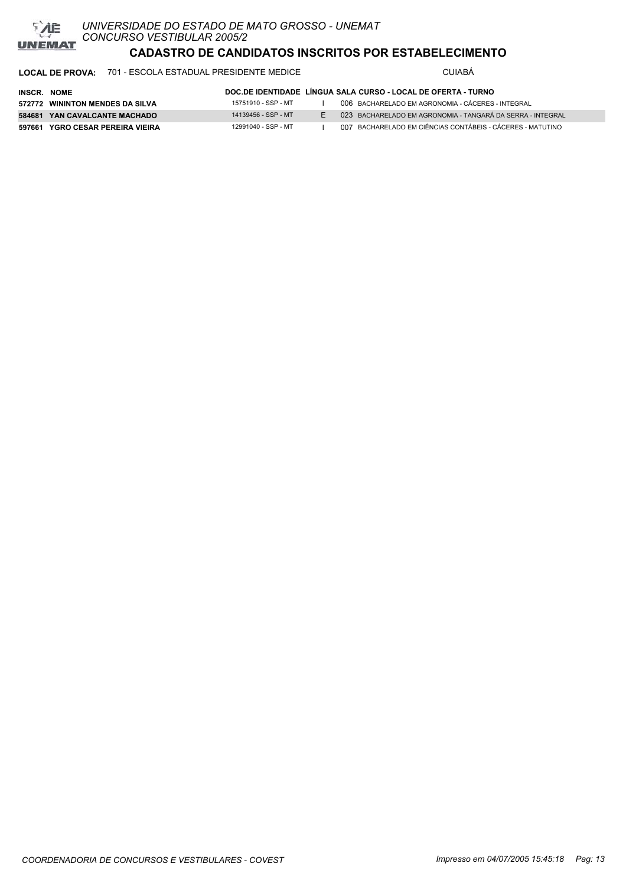*UNIVERSIDADE DO ESTADO DE MATO GROSSO - UNEMAT*
*CONCURSO VESTIBULAR 2005/2*

## CADASTRO DE CANDIDATOS INSCRITOS POR ESTABELECIMENTO

**LOCAL DE PROVA:** 701 - ESCOLA ESTADUAL PRESIDENTE MEDICE CUIABÁ

| INSCR. | NOME | DOC.DE IDENTIDADE | LÍNGUA | SALA | CURSO - LOCAL DE OFERTA - TURNO |
|---|---|---|---|---|---|
| 572772 | WININTON MENDES DA SILVA | 15751910 - SSP - MT | I | 006 | BACHARELADO EM AGRONOMIA - CÁCERES - INTEGRAL |
| 584681 | YAN CAVALCANTE MACHADO | 14139456 - SSP - MT | E | 023 | BACHARELADO EM AGRONOMIA - TANGARÁ DA SERRA - INTEGRAL |
| 597661 | YGRO CESAR PEREIRA VIEIRA | 12991040 - SSP - MT | I | 007 | BACHARELADO EM CIÊNCIAS CONTÁBEIS - CÁCERES - MATUTINO |

*COORDENADORIA DE CONCURSOS E VESTIBULARES - COVEST* *Impresso em 04/07/2005 15:45:18*